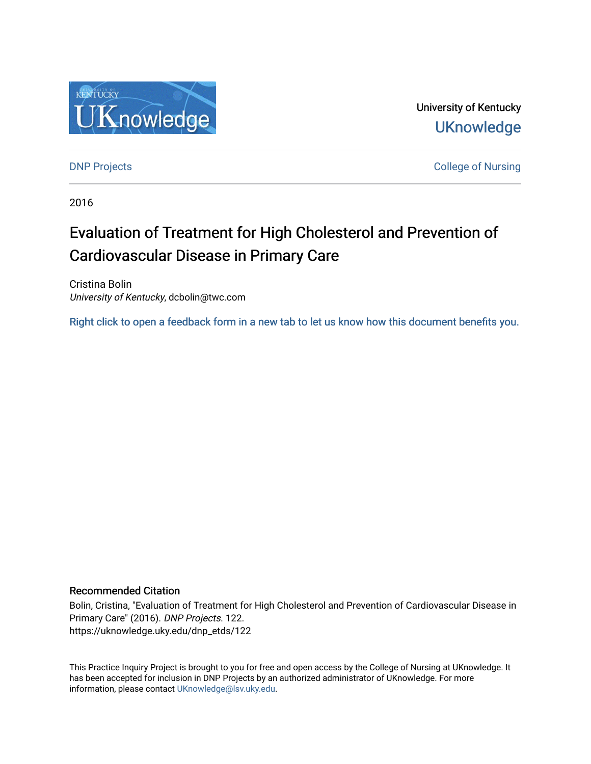University of Kentucky

UKnowledge

DNP Projects

College of Nursing

2016

# Evaluation of Treatment for High Cholesterol and Prevention of Cardiovascular Disease in Primary Care

Cristina Bolin
*University of Kentucky*, dcbolin@twc.com

Right click to open a feedback form in a new tab to let us know how this document benefits you.

### Recommended Citation

Bolin, Cristina, "Evaluation of Treatment for High Cholesterol and Prevention of Cardiovascular Disease in Primary Care" (2016). *DNP Projects*. 122.
https://uknowledge.uky.edu/dnp_etds/122

This Practice Inquiry Project is brought to you for free and open access by the College of Nursing at UKnowledge. It has been accepted for inclusion in DNP Projects by an authorized administrator of UKnowledge. For more information, please contact UKnowledge@lsv.uky.edu.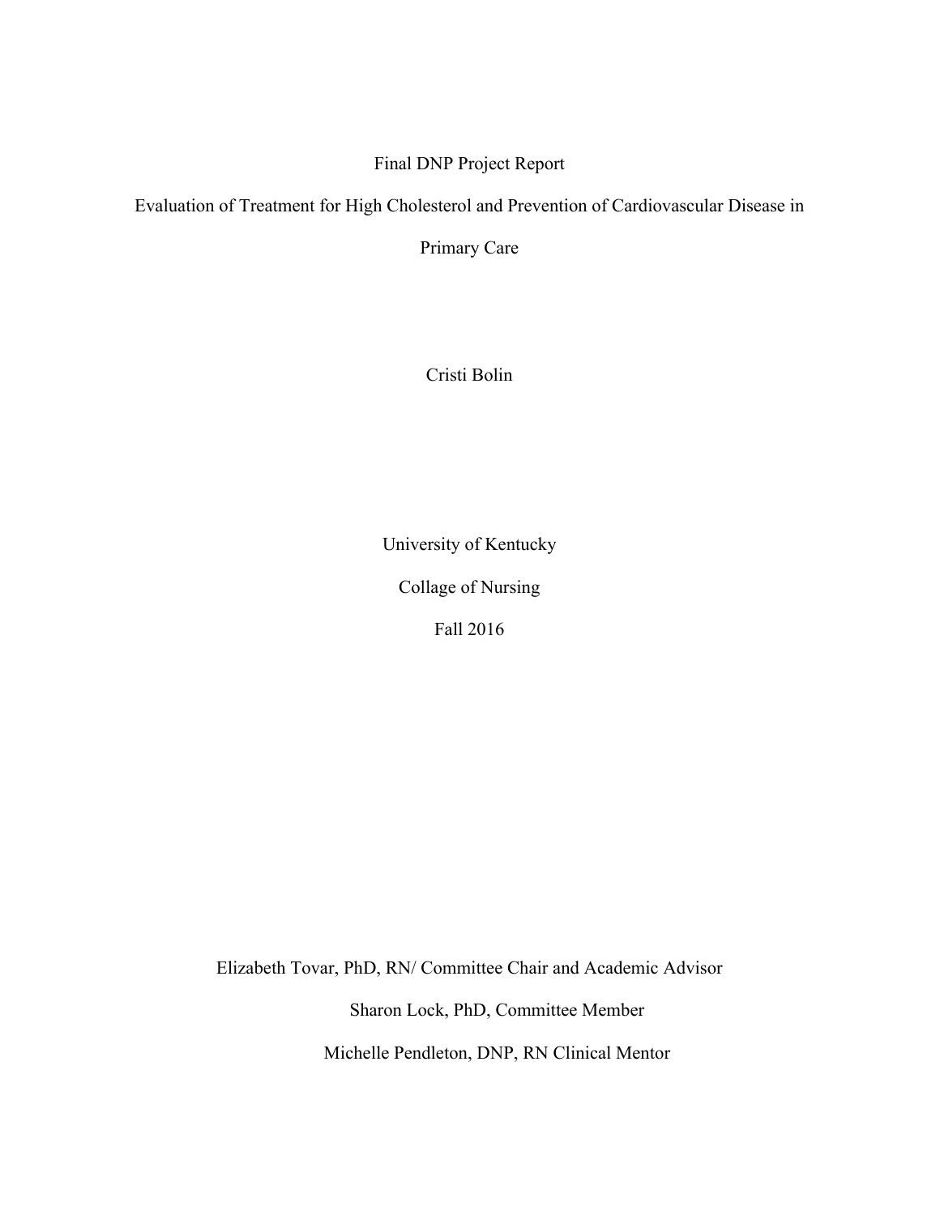Final DNP Project Report

Evaluation of Treatment for High Cholesterol and Prevention of Cardiovascular Disease in Primary Care

Cristi Bolin

University of Kentucky

Collage of Nursing

Fall 2016

Elizabeth Tovar, PhD, RN/ Committee Chair and Academic Advisor

Sharon Lock, PhD, Committee Member

Michelle Pendleton, DNP, RN Clinical Mentor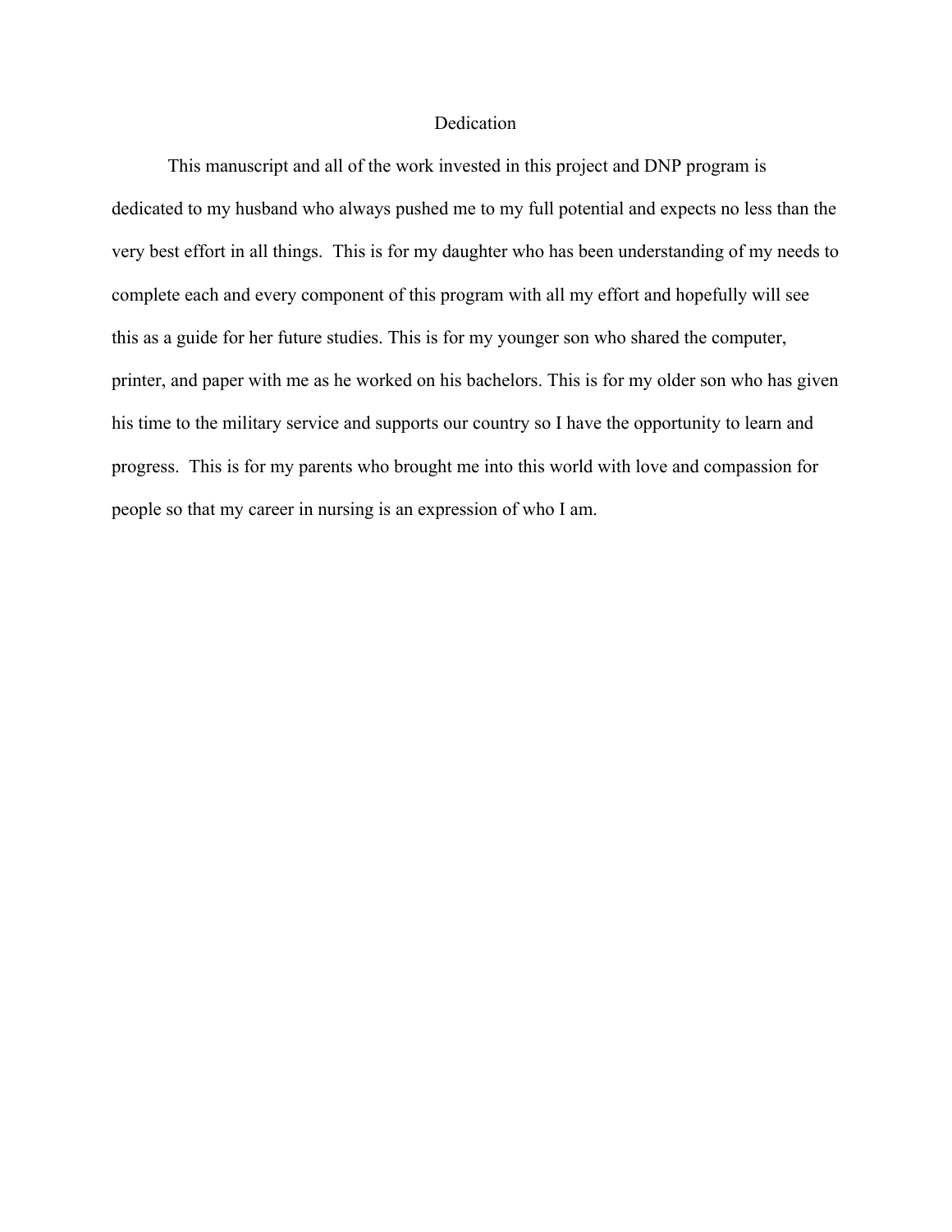# Dedication

This manuscript and all of the work invested in this project and DNP program is dedicated to my husband who always pushed me to my full potential and expects no less than the very best effort in all things. This is for my daughter who has been understanding of my needs to complete each and every component of this program with all my effort and hopefully will see this as a guide for her future studies. This is for my younger son who shared the computer, printer, and paper with me as he worked on his bachelors. This is for my older son who has given his time to the military service and supports our country so I have the opportunity to learn and progress. This is for my parents who brought me into this world with love and compassion for people so that my career in nursing is an expression of who I am.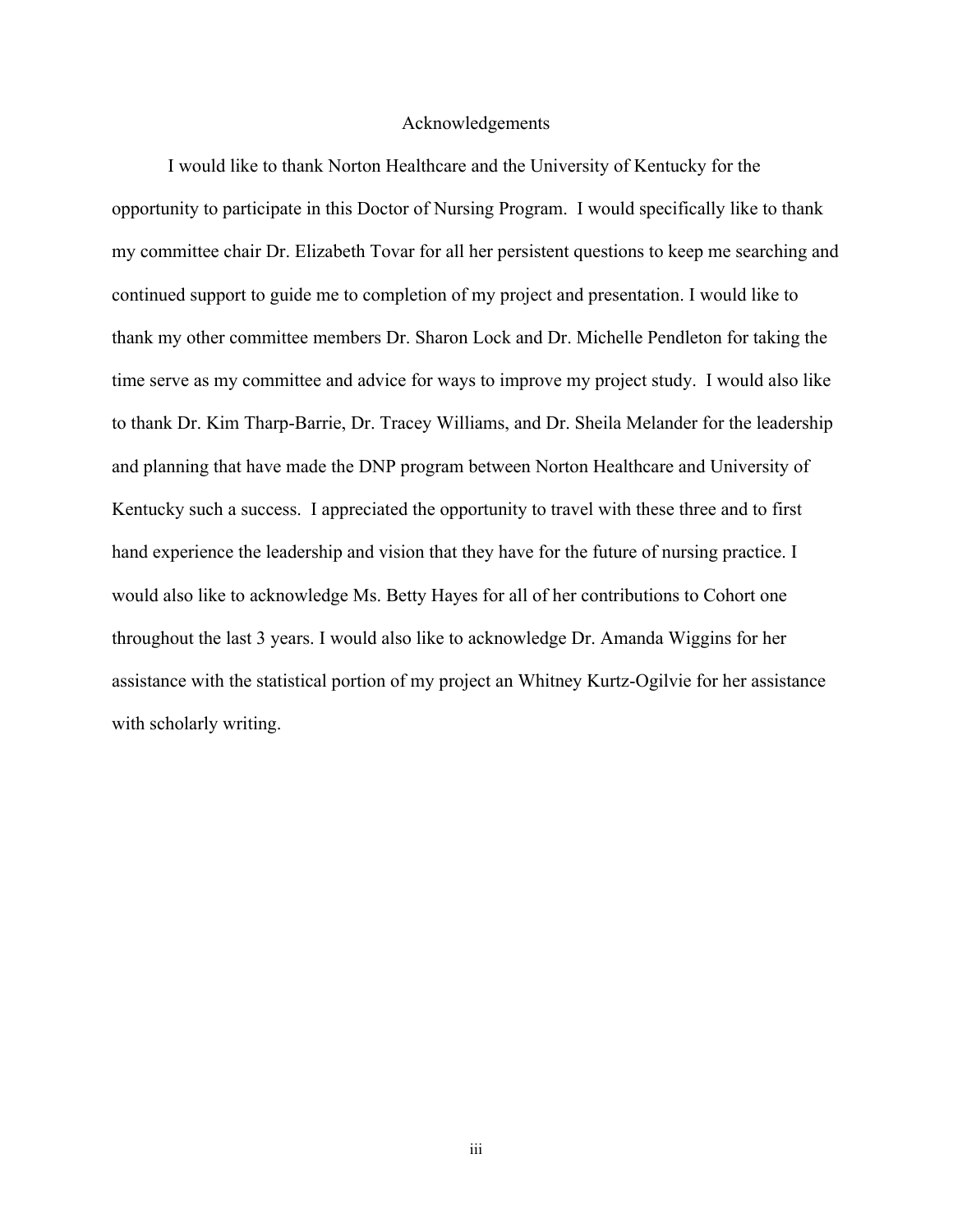# Acknowledgements

I would like to thank Norton Healthcare and the University of Kentucky for the opportunity to participate in this Doctor of Nursing Program. I would specifically like to thank my committee chair Dr. Elizabeth Tovar for all her persistent questions to keep me searching and continued support to guide me to completion of my project and presentation. I would like to thank my other committee members Dr. Sharon Lock and Dr. Michelle Pendleton for taking the time serve as my committee and advice for ways to improve my project study. I would also like to thank Dr. Kim Tharp-Barrie, Dr. Tracey Williams, and Dr. Sheila Melander for the leadership and planning that have made the DNP program between Norton Healthcare and University of Kentucky such a success. I appreciated the opportunity to travel with these three and to first hand experience the leadership and vision that they have for the future of nursing practice. I would also like to acknowledge Ms. Betty Hayes for all of her contributions to Cohort one throughout the last 3 years. I would also like to acknowledge Dr. Amanda Wiggins for her assistance with the statistical portion of my project an Whitney Kurtz-Ogilvie for her assistance with scholarly writing.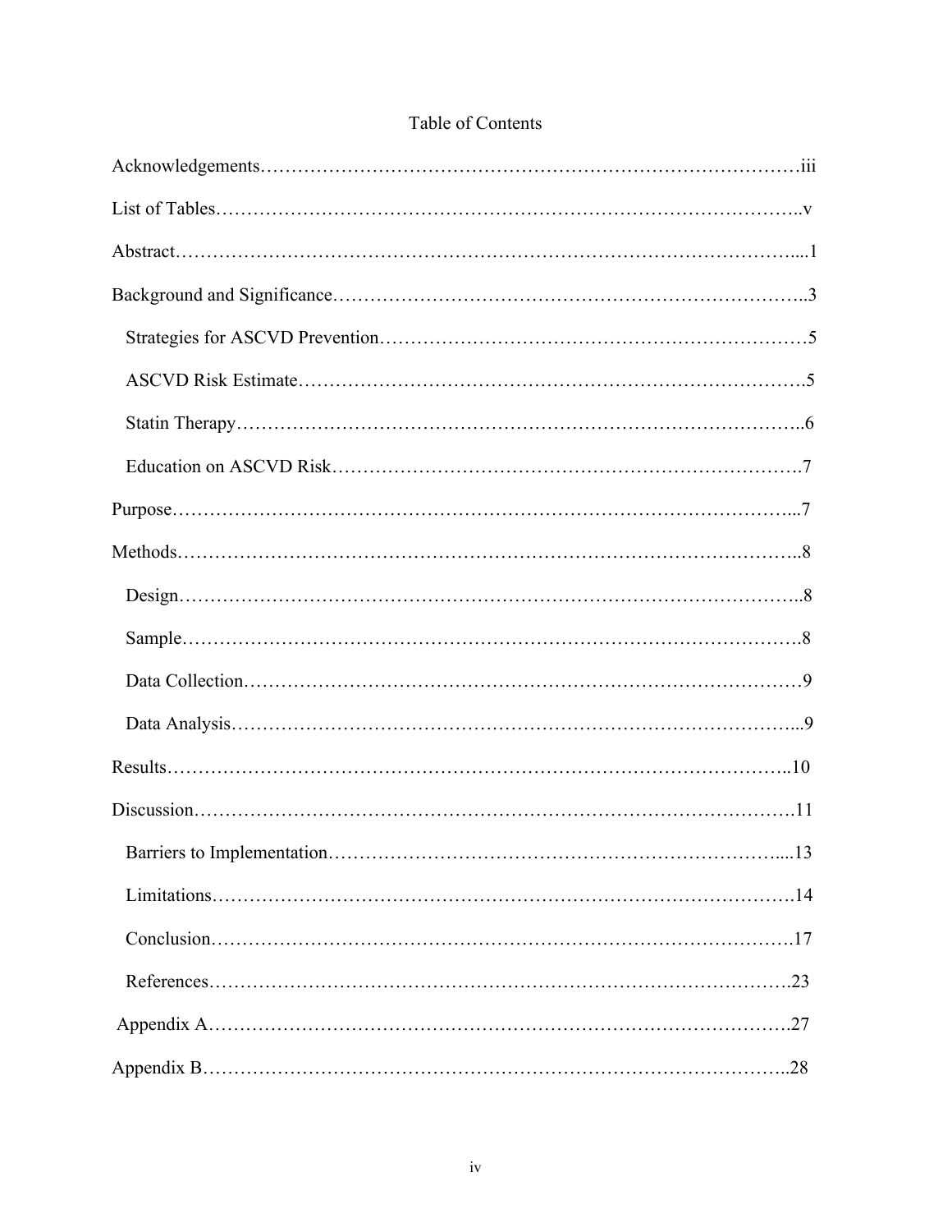# Table of Contents

Acknowledgements……………………………………………………………………………iii

List of Tables……………………………………………………………………………..v

Abstract……………………………………………………………………………………....1

Background and Significance………………………………………………………………..3

- Strategies for ASCVD Prevention…………………………………………………………5
- ASCVD Risk Estimate…………………………………………………………………….5
- Statin Therapy……………………………………………………………………………..6
- Education on ASCVD Risk……………………………………………………………….7

Purpose……………………………………………………………………………………...7

Methods……………………………………………………………………………………..8

- Design……………………………………………………………………………………..8
- Sample…………………………………………………………………………………….8
- Data Collection……………………………………………………………………………9
- Data Analysis……………………………………………………………………………...9

Results……………………………………………………………………………………..10

Discussion………………………………………………………………………………….11

- Barriers to Implementation……………………………………………………………....13
- Limitations……………………………………………………………………………….14
- Conclusion……………………………………………………………………………….17
- References……………………………………………………………………………….23

Appendix A………………………………………………………………………………….27

Appendix B………………………………………………………………………………..28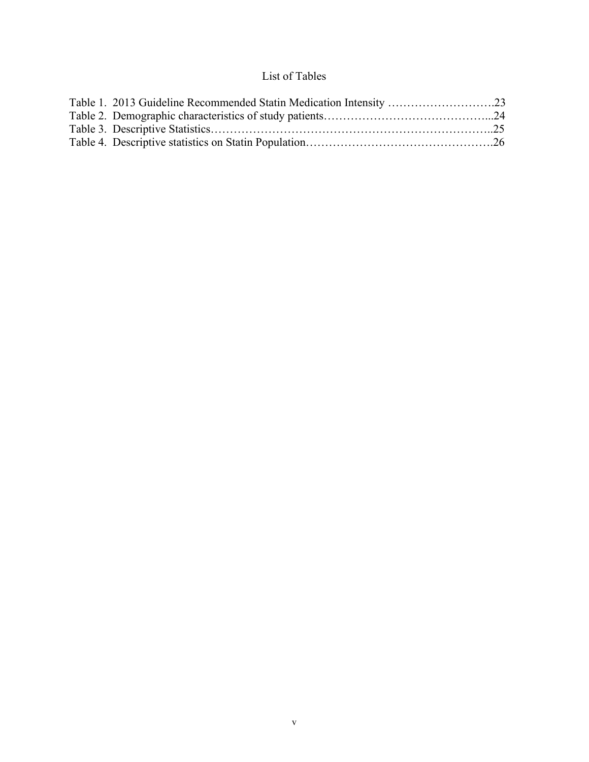# List of Tables

Table 1. 2013 Guideline Recommended Statin Medication Intensity ……………………….23
Table 2. Demographic characteristics of study patients…………………………………...24
Table 3. Descriptive Statistics……………………………………………………………..25
Table 4. Descriptive statistics on Statin Population……………………………………….26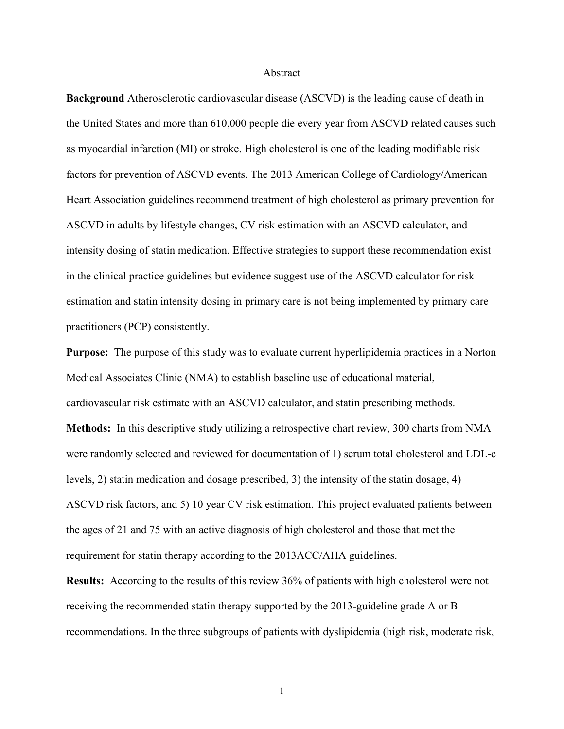# Abstract

**Background** Atherosclerotic cardiovascular disease (ASCVD) is the leading cause of death in the United States and more than 610,000 people die every year from ASCVD related causes such as myocardial infarction (MI) or stroke. High cholesterol is one of the leading modifiable risk factors for prevention of ASCVD events. The 2013 American College of Cardiology/American Heart Association guidelines recommend treatment of high cholesterol as primary prevention for ASCVD in adults by lifestyle changes, CV risk estimation with an ASCVD calculator, and intensity dosing of statin medication. Effective strategies to support these recommendation exist in the clinical practice guidelines but evidence suggest use of the ASCVD calculator for risk estimation and statin intensity dosing in primary care is not being implemented by primary care practitioners (PCP) consistently.

**Purpose:** The purpose of this study was to evaluate current hyperlipidemia practices in a Norton Medical Associates Clinic (NMA) to establish baseline use of educational material, cardiovascular risk estimate with an ASCVD calculator, and statin prescribing methods.

**Methods:** In this descriptive study utilizing a retrospective chart review, 300 charts from NMA were randomly selected and reviewed for documentation of 1) serum total cholesterol and LDL-c levels, 2) statin medication and dosage prescribed, 3) the intensity of the statin dosage, 4) ASCVD risk factors, and 5) 10 year CV risk estimation. This project evaluated patients between the ages of 21 and 75 with an active diagnosis of high cholesterol and those that met the requirement for statin therapy according to the 2013ACC/AHA guidelines.

**Results:** According to the results of this review 36% of patients with high cholesterol were not receiving the recommended statin therapy supported by the 2013-guideline grade A or B recommendations. In the three subgroups of patients with dyslipidemia (high risk, moderate risk,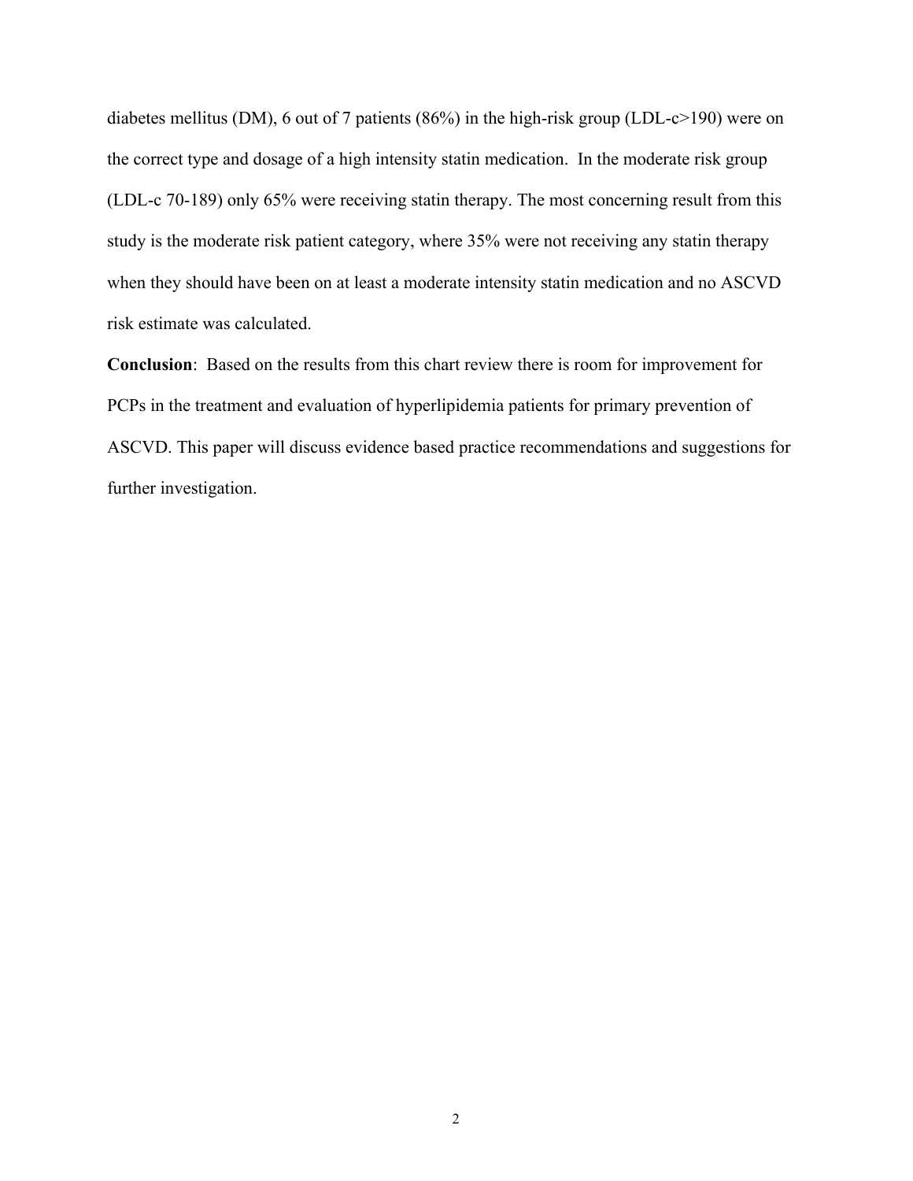diabetes mellitus (DM), 6 out of 7 patients (86%) in the high-risk group (LDL-c>190) were on the correct type and dosage of a high intensity statin medication.  In the moderate risk group (LDL-c 70-189) only 65% were receiving statin therapy. The most concerning result from this study is the moderate risk patient category, where 35% were not receiving any statin therapy when they should have been on at least a moderate intensity statin medication and no ASCVD risk estimate was calculated.

**Conclusion**:  Based on the results from this chart review there is room for improvement for PCPs in the treatment and evaluation of hyperlipidemia patients for primary prevention of ASCVD. This paper will discuss evidence based practice recommendations and suggestions for further investigation.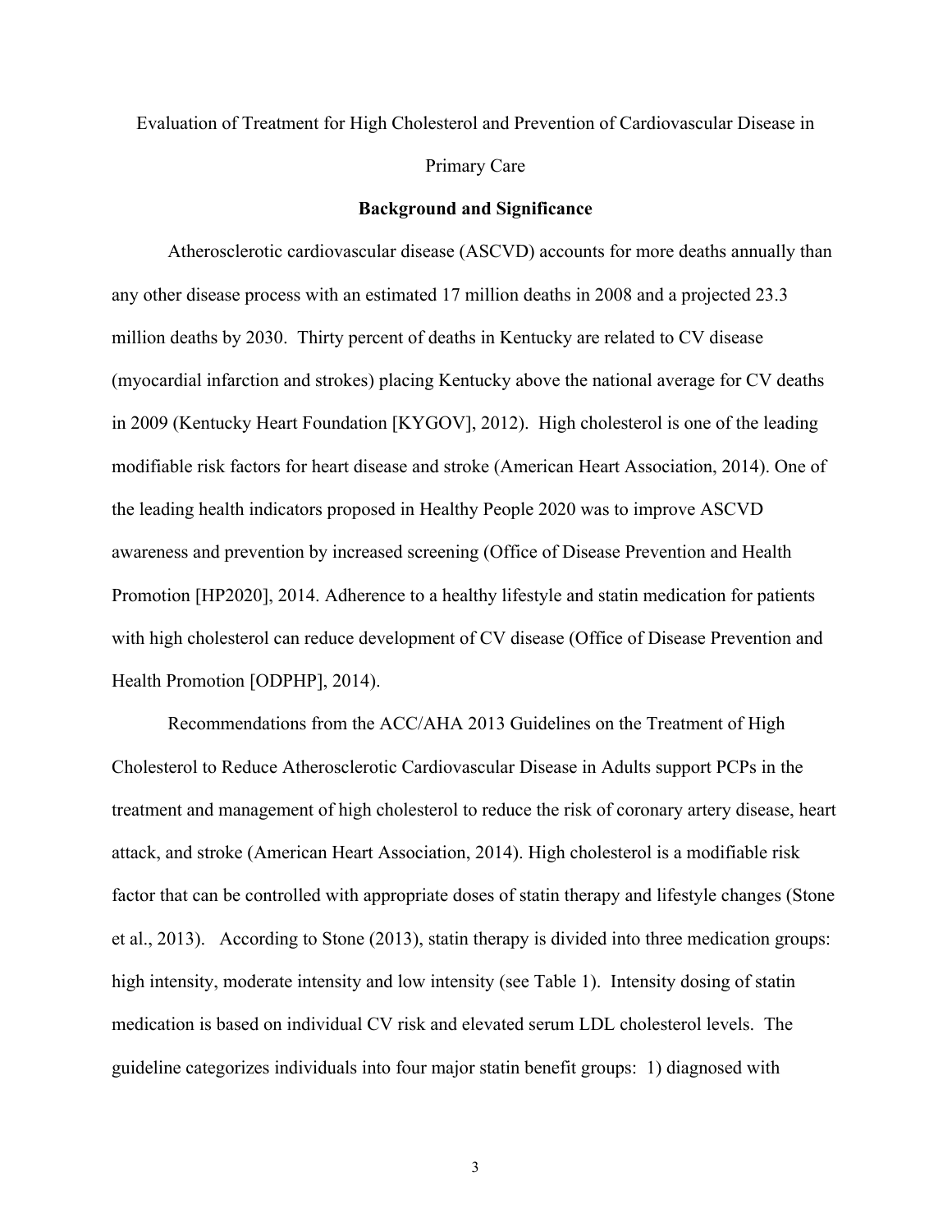Evaluation of Treatment for High Cholesterol and Prevention of Cardiovascular Disease in Primary Care

## Background and Significance

Atherosclerotic cardiovascular disease (ASCVD) accounts for more deaths annually than any other disease process with an estimated 17 million deaths in 2008 and a projected 23.3 million deaths by 2030. Thirty percent of deaths in Kentucky are related to CV disease (myocardial infarction and strokes) placing Kentucky above the national average for CV deaths in 2009 (Kentucky Heart Foundation [KYGOV], 2012). High cholesterol is one of the leading modifiable risk factors for heart disease and stroke (American Heart Association, 2014). One of the leading health indicators proposed in Healthy People 2020 was to improve ASCVD awareness and prevention by increased screening (Office of Disease Prevention and Health Promotion [HP2020], 2014. Adherence to a healthy lifestyle and statin medication for patients with high cholesterol can reduce development of CV disease (Office of Disease Prevention and Health Promotion [ODPHP], 2014).

Recommendations from the ACC/AHA 2013 Guidelines on the Treatment of High Cholesterol to Reduce Atherosclerotic Cardiovascular Disease in Adults support PCPs in the treatment and management of high cholesterol to reduce the risk of coronary artery disease, heart attack, and stroke (American Heart Association, 2014). High cholesterol is a modifiable risk factor that can be controlled with appropriate doses of statin therapy and lifestyle changes (Stone et al., 2013). According to Stone (2013), statin therapy is divided into three medication groups: high intensity, moderate intensity and low intensity (see Table 1). Intensity dosing of statin medication is based on individual CV risk and elevated serum LDL cholesterol levels. The guideline categorizes individuals into four major statin benefit groups: 1) diagnosed with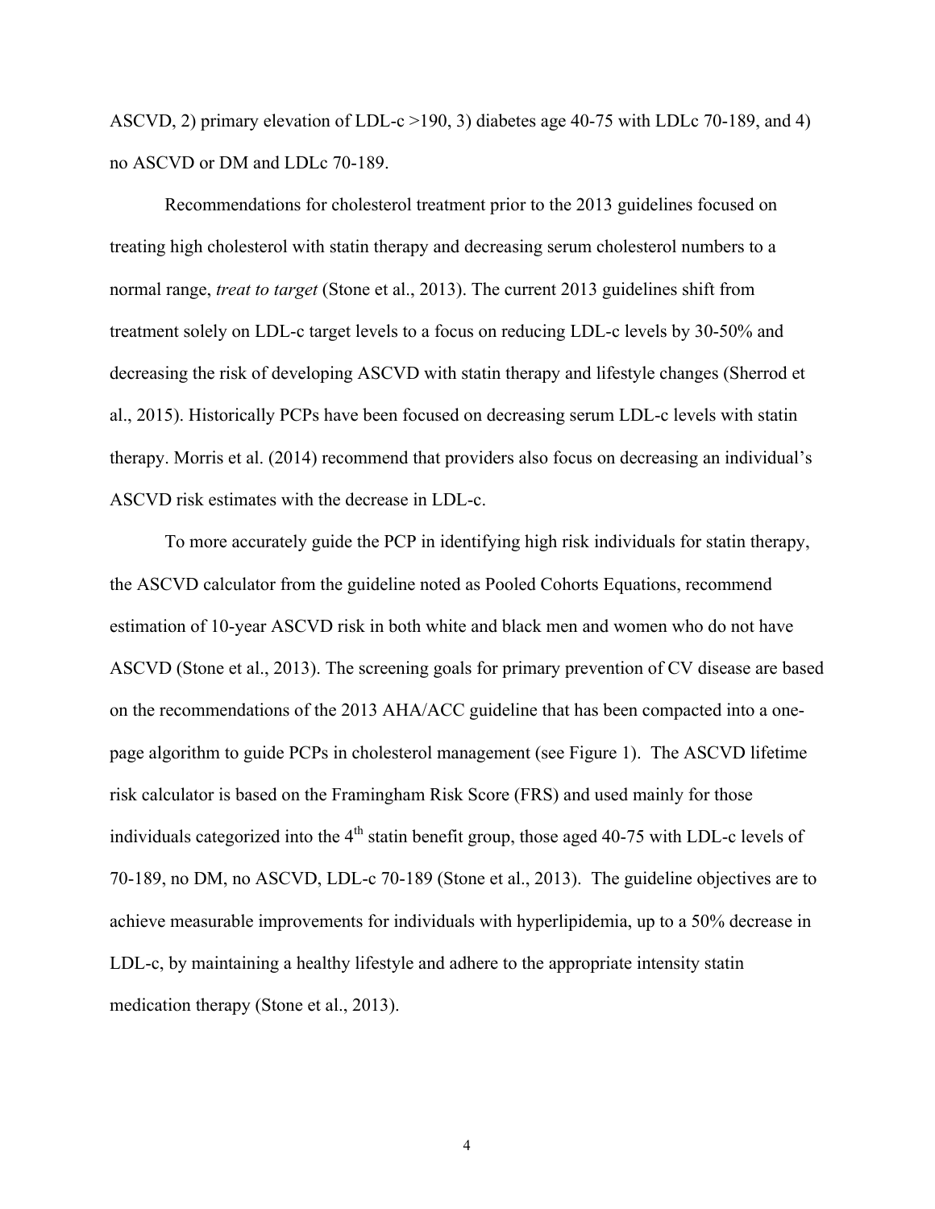ASCVD, 2) primary elevation of LDL-c >190, 3) diabetes age 40-75 with LDLc 70-189, and 4) no ASCVD or DM and LDLc 70-189.

Recommendations for cholesterol treatment prior to the 2013 guidelines focused on treating high cholesterol with statin therapy and decreasing serum cholesterol numbers to a normal range, *treat to target* (Stone et al., 2013). The current 2013 guidelines shift from treatment solely on LDL-c target levels to a focus on reducing LDL-c levels by 30-50% and decreasing the risk of developing ASCVD with statin therapy and lifestyle changes (Sherrod et al., 2015). Historically PCPs have been focused on decreasing serum LDL-c levels with statin therapy. Morris et al. (2014) recommend that providers also focus on decreasing an individual's ASCVD risk estimates with the decrease in LDL-c.

To more accurately guide the PCP in identifying high risk individuals for statin therapy, the ASCVD calculator from the guideline noted as Pooled Cohorts Equations, recommend estimation of 10-year ASCVD risk in both white and black men and women who do not have ASCVD (Stone et al., 2013). The screening goals for primary prevention of CV disease are based on the recommendations of the 2013 AHA/ACC guideline that has been compacted into a one-page algorithm to guide PCPs in cholesterol management (see Figure 1). The ASCVD lifetime risk calculator is based on the Framingham Risk Score (FRS) and used mainly for those individuals categorized into the 4th statin benefit group, those aged 40-75 with LDL-c levels of 70-189, no DM, no ASCVD, LDL-c 70-189 (Stone et al., 2013). The guideline objectives are to achieve measurable improvements for individuals with hyperlipidemia, up to a 50% decrease in LDL-c, by maintaining a healthy lifestyle and adhere to the appropriate intensity statin medication therapy (Stone et al., 2013).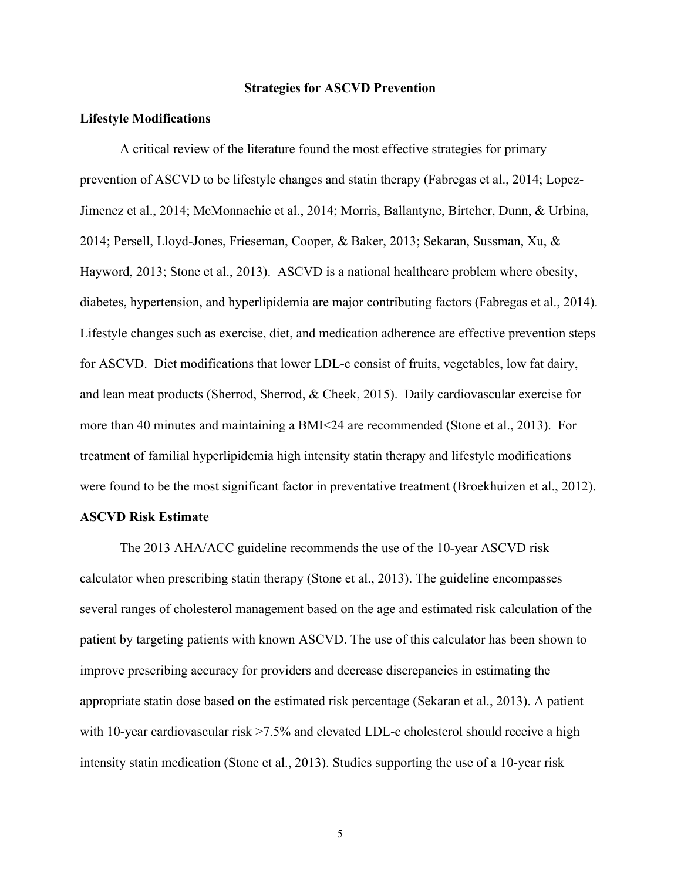## Strategies for ASCVD Prevention

### Lifestyle Modifications

A critical review of the literature found the most effective strategies for primary prevention of ASCVD to be lifestyle changes and statin therapy (Fabregas et al., 2014; Lopez-Jimenez et al., 2014; McMonnachie et al., 2014; Morris, Ballantyne, Birtcher, Dunn, & Urbina, 2014; Persell, Lloyd-Jones, Frieseman, Cooper, & Baker, 2013; Sekaran, Sussman, Xu, & Hayword, 2013; Stone et al., 2013). ASCVD is a national healthcare problem where obesity, diabetes, hypertension, and hyperlipidemia are major contributing factors (Fabregas et al., 2014). Lifestyle changes such as exercise, diet, and medication adherence are effective prevention steps for ASCVD. Diet modifications that lower LDL-c consist of fruits, vegetables, low fat dairy, and lean meat products (Sherrod, Sherrod, & Cheek, 2015). Daily cardiovascular exercise for more than 40 minutes and maintaining a BMI<24 are recommended (Stone et al., 2013). For treatment of familial hyperlipidemia high intensity statin therapy and lifestyle modifications were found to be the most significant factor in preventative treatment (Broekhuizen et al., 2012).

### ASCVD Risk Estimate

The 2013 AHA/ACC guideline recommends the use of the 10-year ASCVD risk calculator when prescribing statin therapy (Stone et al., 2013). The guideline encompasses several ranges of cholesterol management based on the age and estimated risk calculation of the patient by targeting patients with known ASCVD. The use of this calculator has been shown to improve prescribing accuracy for providers and decrease discrepancies in estimating the appropriate statin dose based on the estimated risk percentage (Sekaran et al., 2013). A patient with 10-year cardiovascular risk >7.5% and elevated LDL-c cholesterol should receive a high intensity statin medication (Stone et al., 2013). Studies supporting the use of a 10-year risk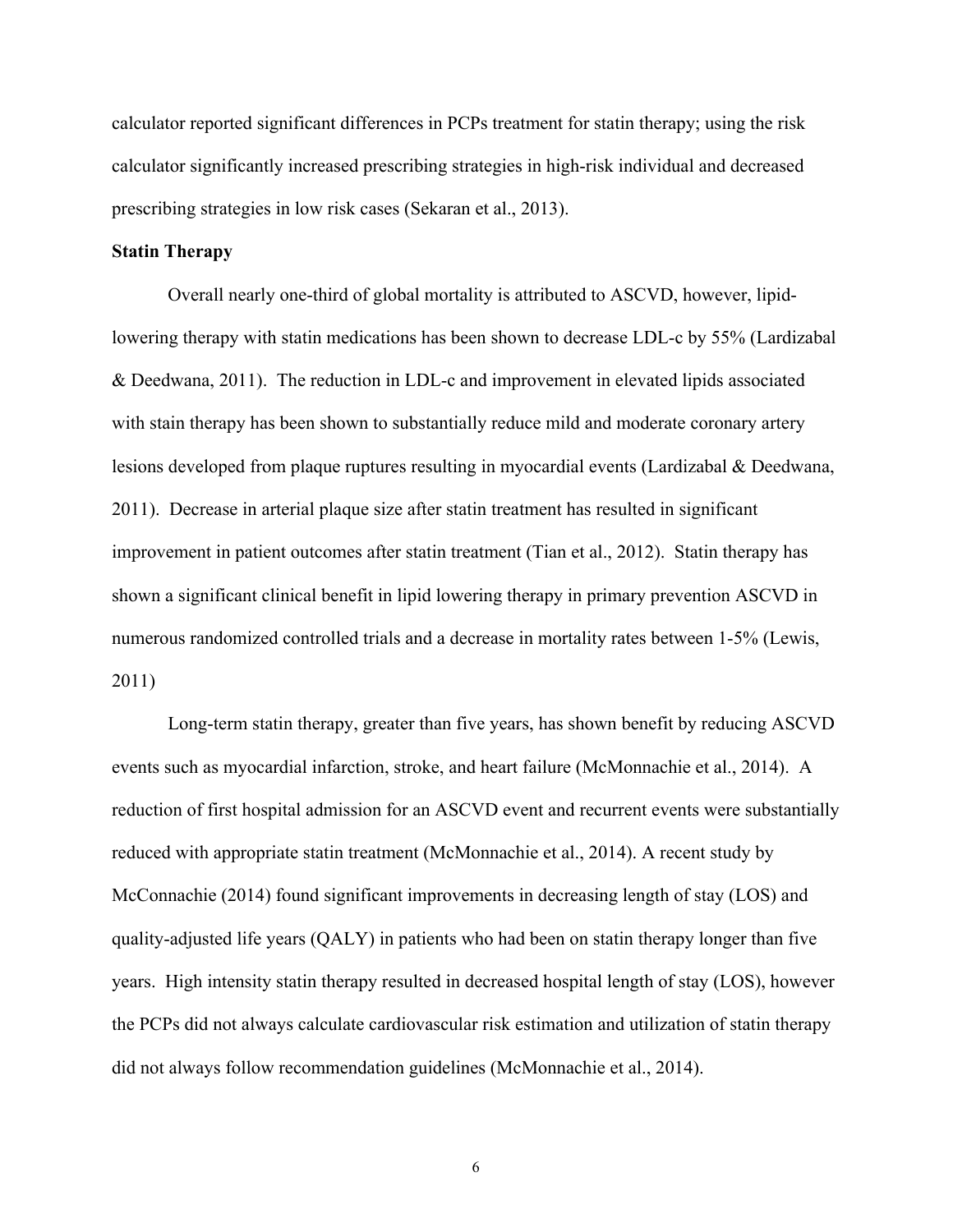calculator reported significant differences in PCPs treatment for statin therapy; using the risk calculator significantly increased prescribing strategies in high-risk individual and decreased prescribing strategies in low risk cases (Sekaran et al., 2013).

**Statin Therapy**

Overall nearly one-third of global mortality is attributed to ASCVD, however, lipid-lowering therapy with statin medications has been shown to decrease LDL-c by 55% (Lardizabal & Deedwana, 2011). The reduction in LDL-c and improvement in elevated lipids associated with stain therapy has been shown to substantially reduce mild and moderate coronary artery lesions developed from plaque ruptures resulting in myocardial events (Lardizabal & Deedwana, 2011). Decrease in arterial plaque size after statin treatment has resulted in significant improvement in patient outcomes after statin treatment (Tian et al., 2012). Statin therapy has shown a significant clinical benefit in lipid lowering therapy in primary prevention ASCVD in numerous randomized controlled trials and a decrease in mortality rates between 1-5% (Lewis, 2011)

Long-term statin therapy, greater than five years, has shown benefit by reducing ASCVD events such as myocardial infarction, stroke, and heart failure (McMonnachie et al., 2014). A reduction of first hospital admission for an ASCVD event and recurrent events were substantially reduced with appropriate statin treatment (McMonnachie et al., 2014). A recent study by McConnachie (2014) found significant improvements in decreasing length of stay (LOS) and quality-adjusted life years (QALY) in patients who had been on statin therapy longer than five years. High intensity statin therapy resulted in decreased hospital length of stay (LOS), however the PCPs did not always calculate cardiovascular risk estimation and utilization of statin therapy did not always follow recommendation guidelines (McMonnachie et al., 2014).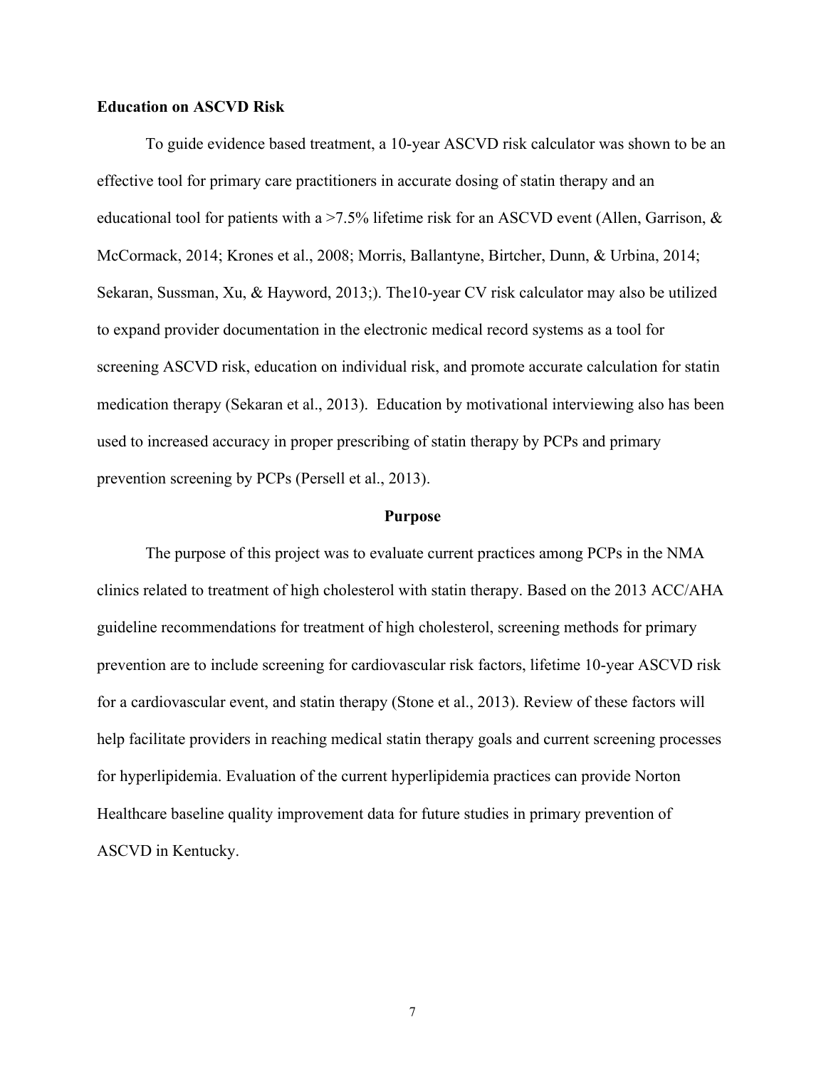**Education on ASCVD Risk**

To guide evidence based treatment, a 10-year ASCVD risk calculator was shown to be an effective tool for primary care practitioners in accurate dosing of statin therapy and an educational tool for patients with a >7.5% lifetime risk for an ASCVD event (Allen, Garrison, & McCormack, 2014; Krones et al., 2008; Morris, Ballantyne, Birtcher, Dunn, & Urbina, 2014; Sekaran, Sussman, Xu, & Hayword, 2013;). The10-year CV risk calculator may also be utilized to expand provider documentation in the electronic medical record systems as a tool for screening ASCVD risk, education on individual risk, and promote accurate calculation for statin medication therapy (Sekaran et al., 2013). Education by motivational interviewing also has been used to increased accuracy in proper prescribing of statin therapy by PCPs and primary prevention screening by PCPs (Persell et al., 2013).

## Purpose

The purpose of this project was to evaluate current practices among PCPs in the NMA clinics related to treatment of high cholesterol with statin therapy. Based on the 2013 ACC/AHA guideline recommendations for treatment of high cholesterol, screening methods for primary prevention are to include screening for cardiovascular risk factors, lifetime 10-year ASCVD risk for a cardiovascular event, and statin therapy (Stone et al., 2013). Review of these factors will help facilitate providers in reaching medical statin therapy goals and current screening processes for hyperlipidemia. Evaluation of the current hyperlipidemia practices can provide Norton Healthcare baseline quality improvement data for future studies in primary prevention of ASCVD in Kentucky.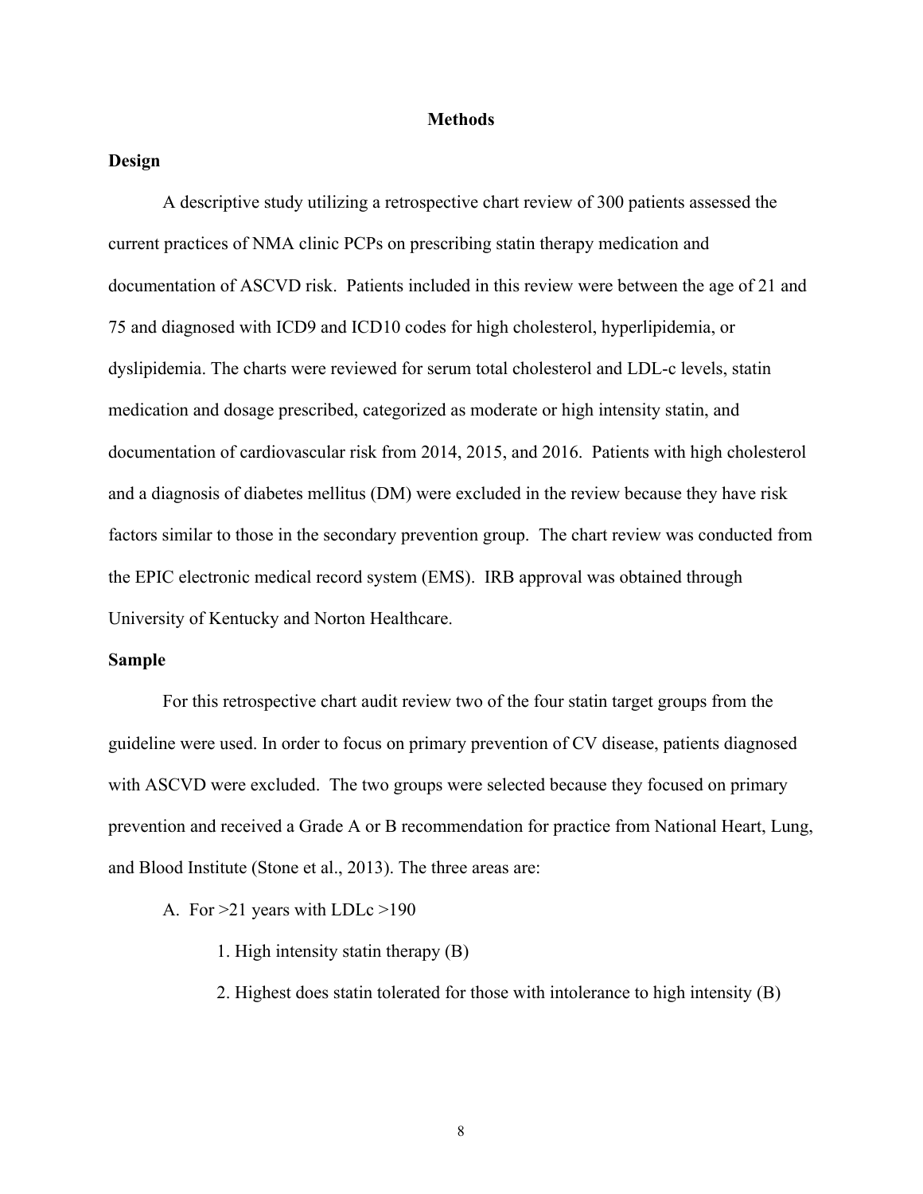## Methods

### Design

A descriptive study utilizing a retrospective chart review of 300 patients assessed the current practices of NMA clinic PCPs on prescribing statin therapy medication and documentation of ASCVD risk. Patients included in this review were between the age of 21 and 75 and diagnosed with ICD9 and ICD10 codes for high cholesterol, hyperlipidemia, or dyslipidemia. The charts were reviewed for serum total cholesterol and LDL-c levels, statin medication and dosage prescribed, categorized as moderate or high intensity statin, and documentation of cardiovascular risk from 2014, 2015, and 2016. Patients with high cholesterol and a diagnosis of diabetes mellitus (DM) were excluded in the review because they have risk factors similar to those in the secondary prevention group. The chart review was conducted from the EPIC electronic medical record system (EMS). IRB approval was obtained through University of Kentucky and Norton Healthcare.

### Sample

For this retrospective chart audit review two of the four statin target groups from the guideline were used. In order to focus on primary prevention of CV disease, patients diagnosed with ASCVD were excluded. The two groups were selected because they focused on primary prevention and received a Grade A or B recommendation for practice from National Heart, Lung, and Blood Institute (Stone et al., 2013). The three areas are:

A. For >21 years with LDLc >190

   1. High intensity statin therapy (B)
   2. Highest does statin tolerated for those with intolerance to high intensity (B)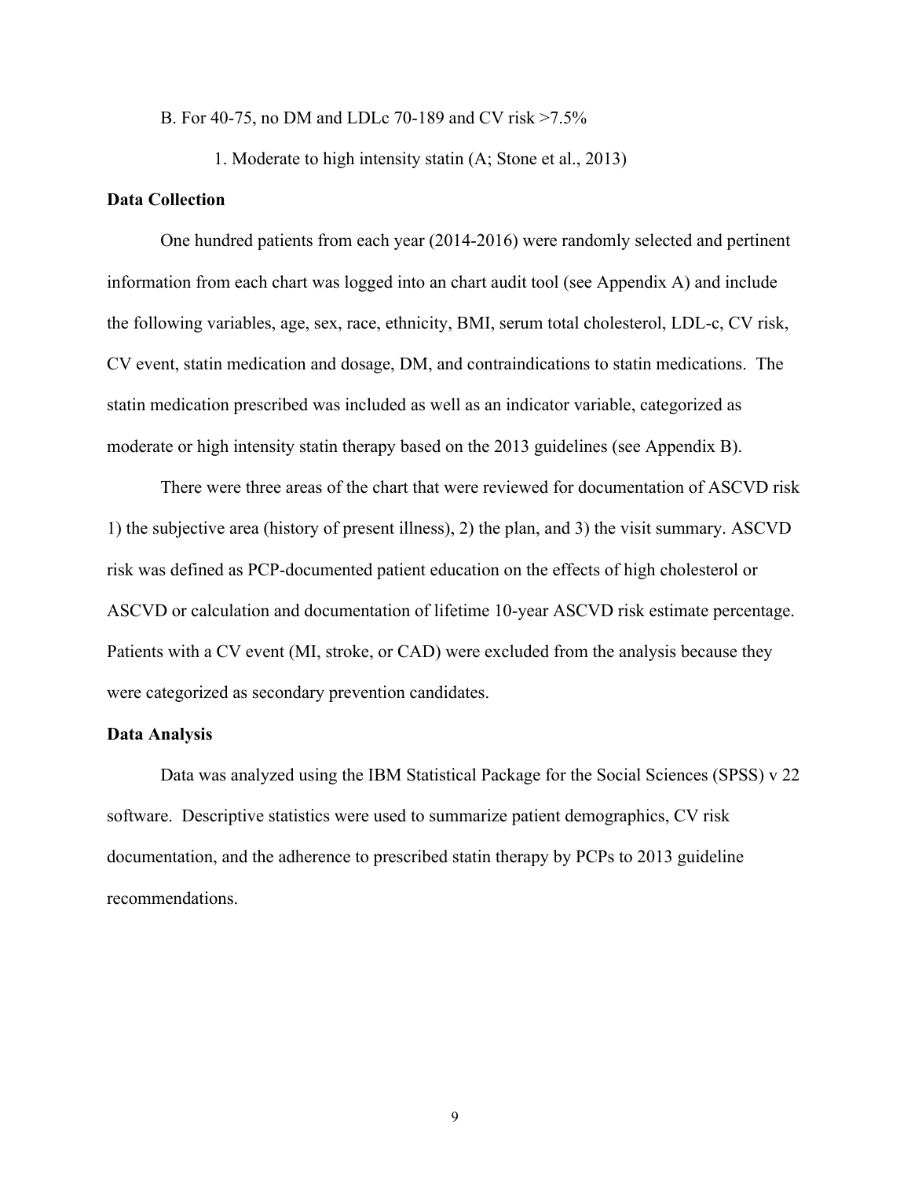B. For 40-75, no DM and LDLc 70-189 and CV risk >7.5%

1. Moderate to high intensity statin (A; Stone et al., 2013)

**Data Collection**

One hundred patients from each year (2014-2016) were randomly selected and pertinent information from each chart was logged into an chart audit tool (see Appendix A) and include the following variables, age, sex, race, ethnicity, BMI, serum total cholesterol, LDL-c, CV risk, CV event, statin medication and dosage, DM, and contraindications to statin medications. The statin medication prescribed was included as well as an indicator variable, categorized as moderate or high intensity statin therapy based on the 2013 guidelines (see Appendix B).

There were three areas of the chart that were reviewed for documentation of ASCVD risk 1) the subjective area (history of present illness), 2) the plan, and 3) the visit summary. ASCVD risk was defined as PCP-documented patient education on the effects of high cholesterol or ASCVD or calculation and documentation of lifetime 10-year ASCVD risk estimate percentage. Patients with a CV event (MI, stroke, or CAD) were excluded from the analysis because they were categorized as secondary prevention candidates.

**Data Analysis**

Data was analyzed using the IBM Statistical Package for the Social Sciences (SPSS) v 22 software. Descriptive statistics were used to summarize patient demographics, CV risk documentation, and the adherence to prescribed statin therapy by PCPs to 2013 guideline recommendations.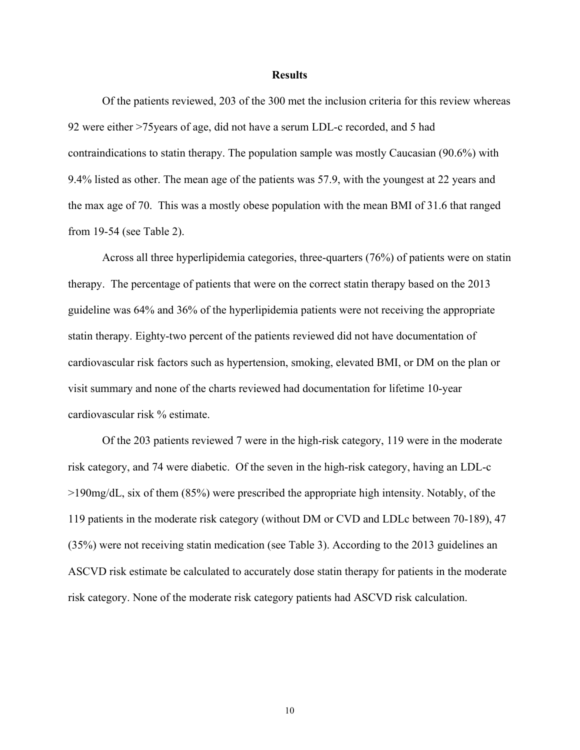## Results

Of the patients reviewed, 203 of the 300 met the inclusion criteria for this review whereas 92 were either >75years of age, did not have a serum LDL-c recorded, and 5 had contraindications to statin therapy. The population sample was mostly Caucasian (90.6%) with 9.4% listed as other. The mean age of the patients was 57.9, with the youngest at 22 years and the max age of 70. This was a mostly obese population with the mean BMI of 31.6 that ranged from 19-54 (see Table 2).

Across all three hyperlipidemia categories, three-quarters (76%) of patients were on statin therapy. The percentage of patients that were on the correct statin therapy based on the 2013 guideline was 64% and 36% of the hyperlipidemia patients were not receiving the appropriate statin therapy. Eighty-two percent of the patients reviewed did not have documentation of cardiovascular risk factors such as hypertension, smoking, elevated BMI, or DM on the plan or visit summary and none of the charts reviewed had documentation for lifetime 10-year cardiovascular risk % estimate.

Of the 203 patients reviewed 7 were in the high-risk category, 119 were in the moderate risk category, and 74 were diabetic. Of the seven in the high-risk category, having an LDL-c >190mg/dL, six of them (85%) were prescribed the appropriate high intensity. Notably, of the 119 patients in the moderate risk category (without DM or CVD and LDLc between 70-189), 47 (35%) were not receiving statin medication (see Table 3). According to the 2013 guidelines an ASCVD risk estimate be calculated to accurately dose statin therapy for patients in the moderate risk category. None of the moderate risk category patients had ASCVD risk calculation.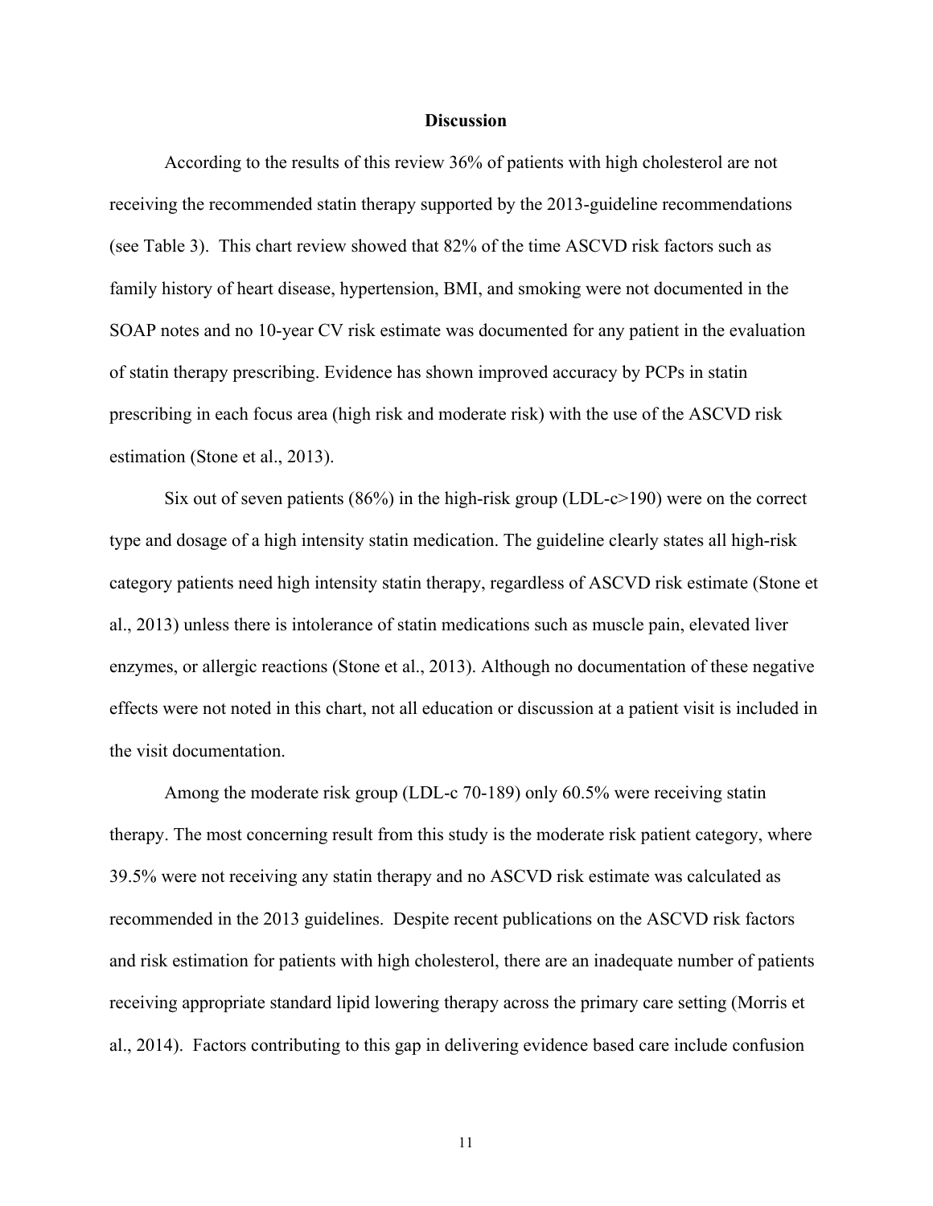## Discussion

According to the results of this review 36% of patients with high cholesterol are not receiving the recommended statin therapy supported by the 2013-guideline recommendations (see Table 3). This chart review showed that 82% of the time ASCVD risk factors such as family history of heart disease, hypertension, BMI, and smoking were not documented in the SOAP notes and no 10-year CV risk estimate was documented for any patient in the evaluation of statin therapy prescribing. Evidence has shown improved accuracy by PCPs in statin prescribing in each focus area (high risk and moderate risk) with the use of the ASCVD risk estimation (Stone et al., 2013).

Six out of seven patients (86%) in the high-risk group (LDL-c>190) were on the correct type and dosage of a high intensity statin medication. The guideline clearly states all high-risk category patients need high intensity statin therapy, regardless of ASCVD risk estimate (Stone et al., 2013) unless there is intolerance of statin medications such as muscle pain, elevated liver enzymes, or allergic reactions (Stone et al., 2013). Although no documentation of these negative effects were not noted in this chart, not all education or discussion at a patient visit is included in the visit documentation.

Among the moderate risk group (LDL-c 70-189) only 60.5% were receiving statin therapy. The most concerning result from this study is the moderate risk patient category, where 39.5% were not receiving any statin therapy and no ASCVD risk estimate was calculated as recommended in the 2013 guidelines. Despite recent publications on the ASCVD risk factors and risk estimation for patients with high cholesterol, there are an inadequate number of patients receiving appropriate standard lipid lowering therapy across the primary care setting (Morris et al., 2014). Factors contributing to this gap in delivering evidence based care include confusion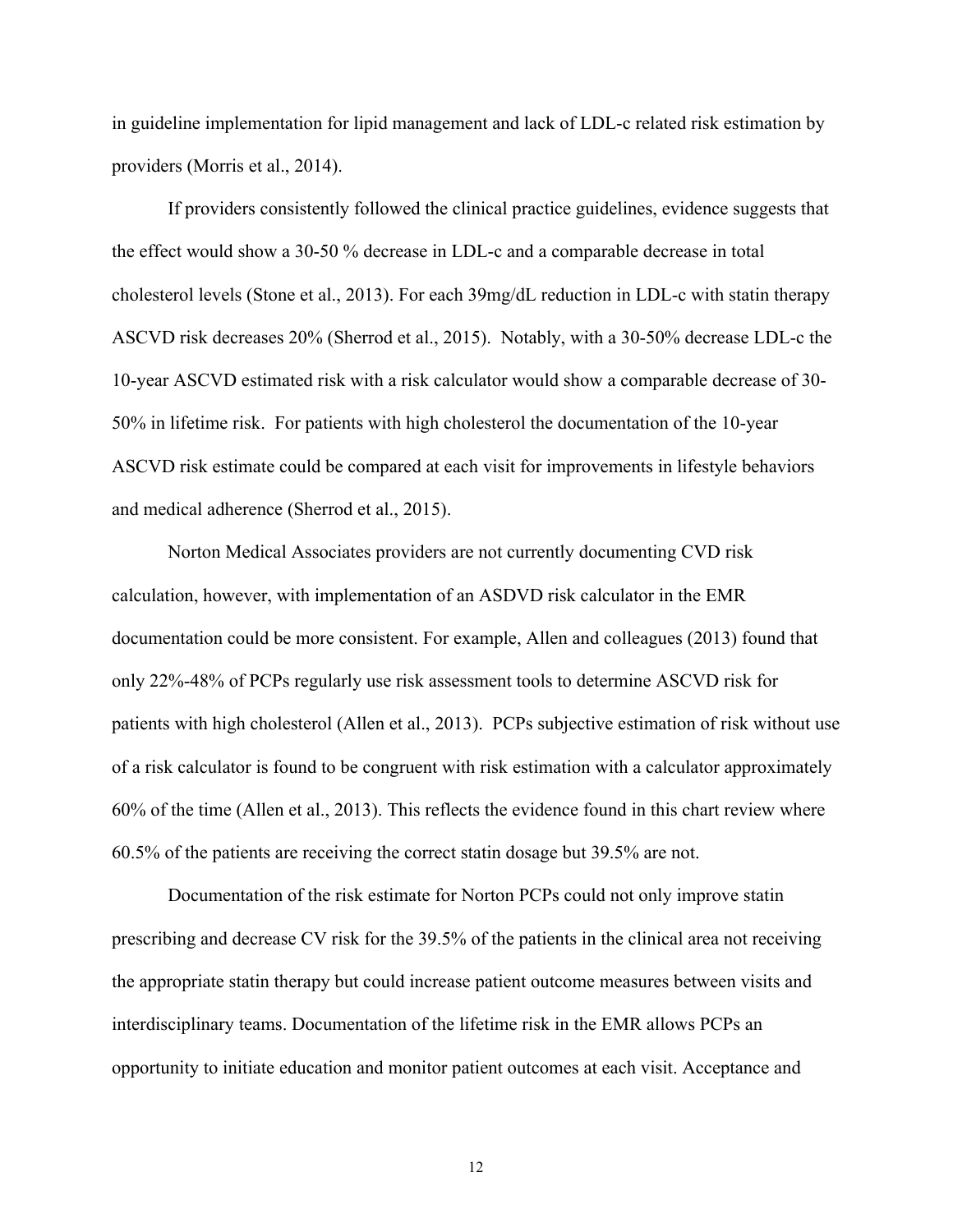in guideline implementation for lipid management and lack of LDL-c related risk estimation by providers (Morris et al., 2014).

If providers consistently followed the clinical practice guidelines, evidence suggests that the effect would show a 30-50 % decrease in LDL-c and a comparable decrease in total cholesterol levels (Stone et al., 2013). For each 39mg/dL reduction in LDL-c with statin therapy ASCVD risk decreases 20% (Sherrod et al., 2015). Notably, with a 30-50% decrease LDL-c the 10-year ASCVD estimated risk with a risk calculator would show a comparable decrease of 30-50% in lifetime risk. For patients with high cholesterol the documentation of the 10-year ASCVD risk estimate could be compared at each visit for improvements in lifestyle behaviors and medical adherence (Sherrod et al., 2015).

Norton Medical Associates providers are not currently documenting CVD risk calculation, however, with implementation of an ASDVD risk calculator in the EMR documentation could be more consistent. For example, Allen and colleagues (2013) found that only 22%-48% of PCPs regularly use risk assessment tools to determine ASCVD risk for patients with high cholesterol (Allen et al., 2013). PCPs subjective estimation of risk without use of a risk calculator is found to be congruent with risk estimation with a calculator approximately 60% of the time (Allen et al., 2013). This reflects the evidence found in this chart review where 60.5% of the patients are receiving the correct statin dosage but 39.5% are not.

Documentation of the risk estimate for Norton PCPs could not only improve statin prescribing and decrease CV risk for the 39.5% of the patients in the clinical area not receiving the appropriate statin therapy but could increase patient outcome measures between visits and interdisciplinary teams. Documentation of the lifetime risk in the EMR allows PCPs an opportunity to initiate education and monitor patient outcomes at each visit. Acceptance and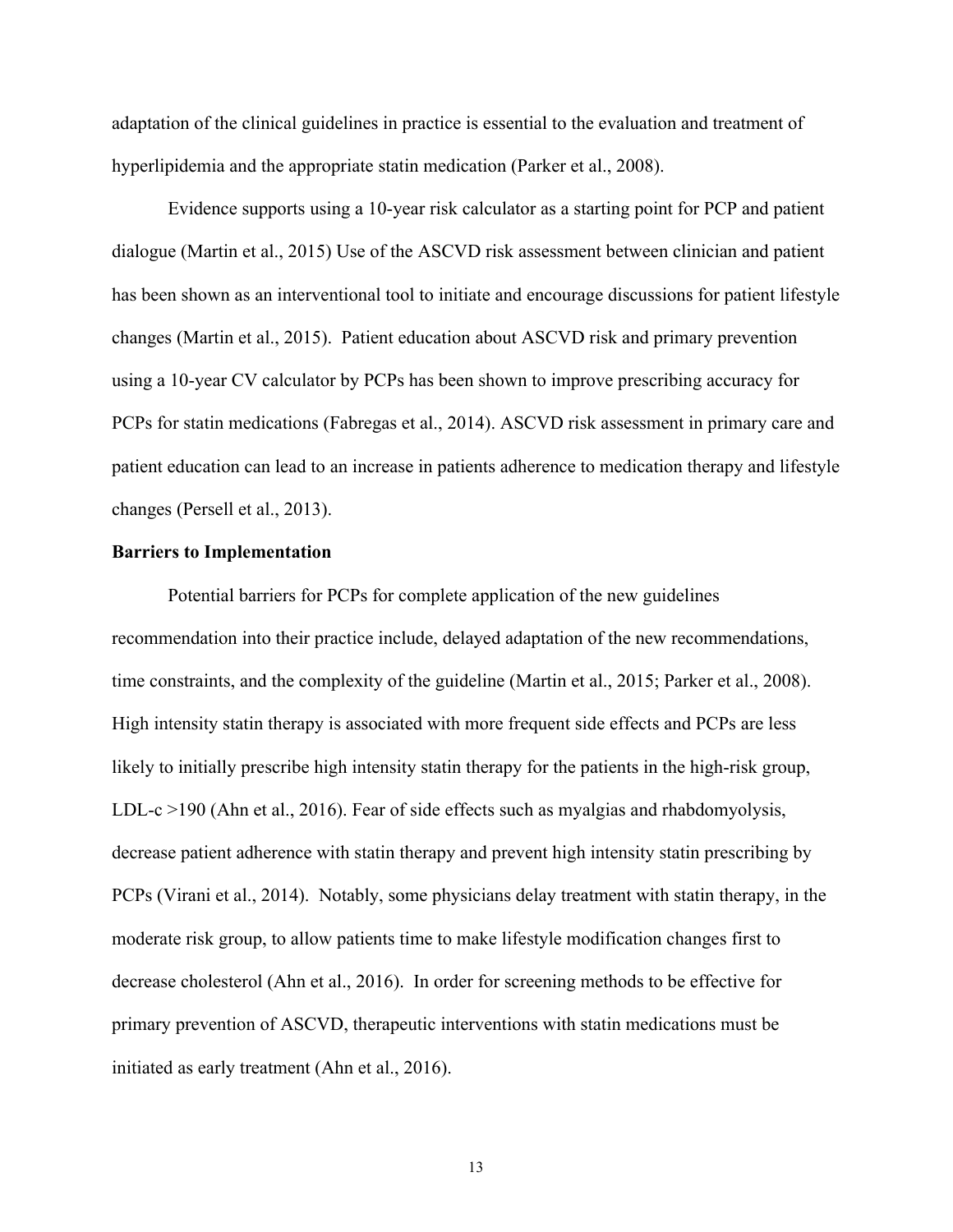adaptation of the clinical guidelines in practice is essential to the evaluation and treatment of hyperlipidemia and the appropriate statin medication (Parker et al., 2008).

Evidence supports using a 10-year risk calculator as a starting point for PCP and patient dialogue (Martin et al., 2015) Use of the ASCVD risk assessment between clinician and patient has been shown as an interventional tool to initiate and encourage discussions for patient lifestyle changes (Martin et al., 2015). Patient education about ASCVD risk and primary prevention using a 10-year CV calculator by PCPs has been shown to improve prescribing accuracy for PCPs for statin medications (Fabregas et al., 2014). ASCVD risk assessment in primary care and patient education can lead to an increase in patients adherence to medication therapy and lifestyle changes (Persell et al., 2013).

**Barriers to Implementation**

Potential barriers for PCPs for complete application of the new guidelines recommendation into their practice include, delayed adaptation of the new recommendations, time constraints, and the complexity of the guideline (Martin et al., 2015; Parker et al., 2008). High intensity statin therapy is associated with more frequent side effects and PCPs are less likely to initially prescribe high intensity statin therapy for the patients in the high-risk group, LDL-c >190 (Ahn et al., 2016). Fear of side effects such as myalgias and rhabdomyolysis, decrease patient adherence with statin therapy and prevent high intensity statin prescribing by PCPs (Virani et al., 2014). Notably, some physicians delay treatment with statin therapy, in the moderate risk group, to allow patients time to make lifestyle modification changes first to decrease cholesterol (Ahn et al., 2016). In order for screening methods to be effective for primary prevention of ASCVD, therapeutic interventions with statin medications must be initiated as early treatment (Ahn et al., 2016).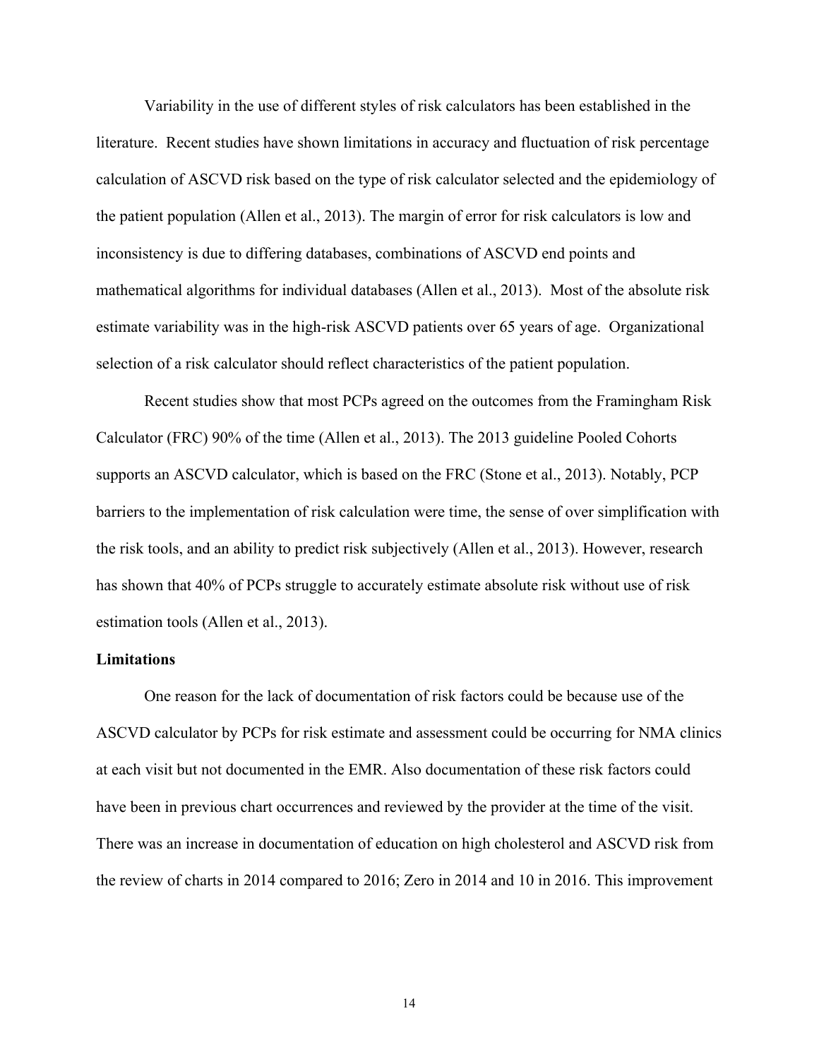Variability in the use of different styles of risk calculators has been established in the literature. Recent studies have shown limitations in accuracy and fluctuation of risk percentage calculation of ASCVD risk based on the type of risk calculator selected and the epidemiology of the patient population (Allen et al., 2013). The margin of error for risk calculators is low and inconsistency is due to differing databases, combinations of ASCVD end points and mathematical algorithms for individual databases (Allen et al., 2013). Most of the absolute risk estimate variability was in the high-risk ASCVD patients over 65 years of age. Organizational selection of a risk calculator should reflect characteristics of the patient population.

Recent studies show that most PCPs agreed on the outcomes from the Framingham Risk Calculator (FRC) 90% of the time (Allen et al., 2013). The 2013 guideline Pooled Cohorts supports an ASCVD calculator, which is based on the FRC (Stone et al., 2013). Notably, PCP barriers to the implementation of risk calculation were time, the sense of over simplification with the risk tools, and an ability to predict risk subjectively (Allen et al., 2013). However, research has shown that 40% of PCPs struggle to accurately estimate absolute risk without use of risk estimation tools (Allen et al., 2013).

**Limitations**

One reason for the lack of documentation of risk factors could be because use of the ASCVD calculator by PCPs for risk estimate and assessment could be occurring for NMA clinics at each visit but not documented in the EMR. Also documentation of these risk factors could have been in previous chart occurrences and reviewed by the provider at the time of the visit. There was an increase in documentation of education on high cholesterol and ASCVD risk from the review of charts in 2014 compared to 2016; Zero in 2014 and 10 in 2016. This improvement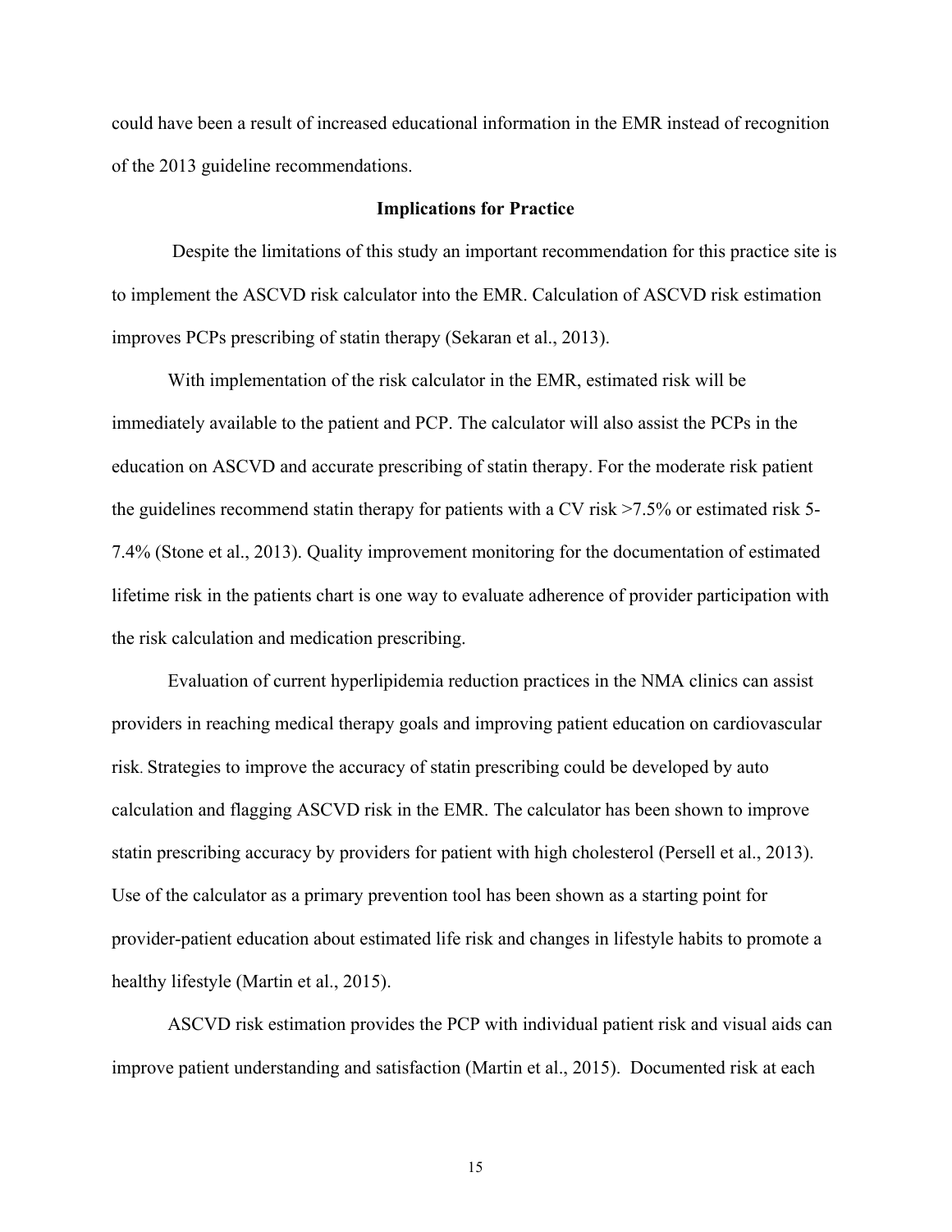could have been a result of increased educational information in the EMR instead of recognition of the 2013 guideline recommendations.

## Implications for Practice

Despite the limitations of this study an important recommendation for this practice site is to implement the ASCVD risk calculator into the EMR. Calculation of ASCVD risk estimation improves PCPs prescribing of statin therapy (Sekaran et al., 2013).

With implementation of the risk calculator in the EMR, estimated risk will be immediately available to the patient and PCP. The calculator will also assist the PCPs in the education on ASCVD and accurate prescribing of statin therapy. For the moderate risk patient the guidelines recommend statin therapy for patients with a CV risk >7.5% or estimated risk 5-7.4% (Stone et al., 2013). Quality improvement monitoring for the documentation of estimated lifetime risk in the patients chart is one way to evaluate adherence of provider participation with the risk calculation and medication prescribing.

Evaluation of current hyperlipidemia reduction practices in the NMA clinics can assist providers in reaching medical therapy goals and improving patient education on cardiovascular risk. Strategies to improve the accuracy of statin prescribing could be developed by auto calculation and flagging ASCVD risk in the EMR. The calculator has been shown to improve statin prescribing accuracy by providers for patient with high cholesterol (Persell et al., 2013). Use of the calculator as a primary prevention tool has been shown as a starting point for provider-patient education about estimated life risk and changes in lifestyle habits to promote a healthy lifestyle (Martin et al., 2015).

ASCVD risk estimation provides the PCP with individual patient risk and visual aids can improve patient understanding and satisfaction (Martin et al., 2015). Documented risk at each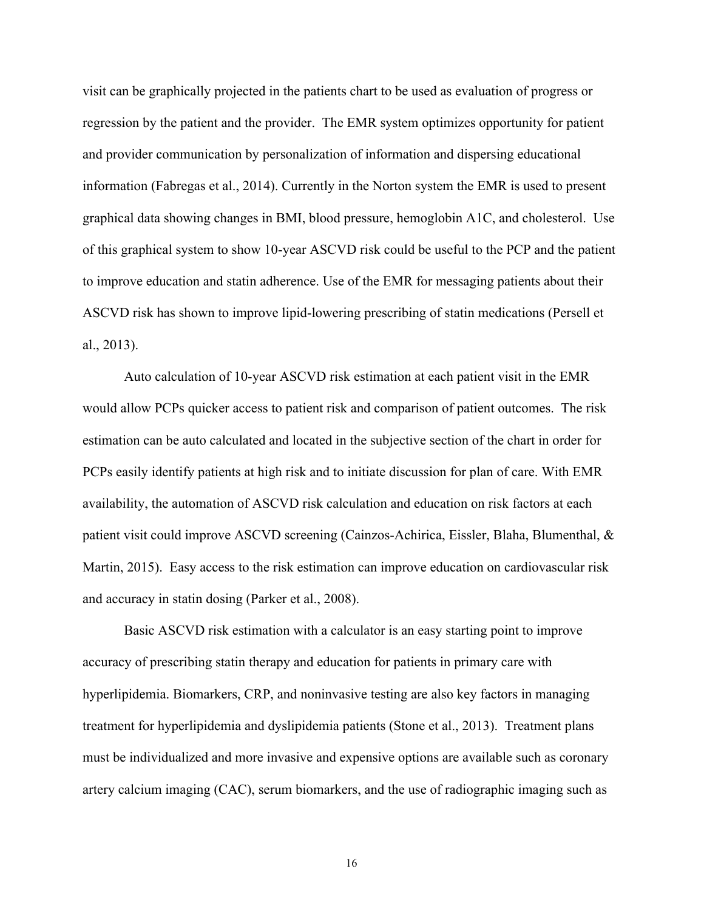visit can be graphically projected in the patients chart to be used as evaluation of progress or regression by the patient and the provider. The EMR system optimizes opportunity for patient and provider communication by personalization of information and dispersing educational information (Fabregas et al., 2014). Currently in the Norton system the EMR is used to present graphical data showing changes in BMI, blood pressure, hemoglobin A1C, and cholesterol. Use of this graphical system to show 10-year ASCVD risk could be useful to the PCP and the patient to improve education and statin adherence. Use of the EMR for messaging patients about their ASCVD risk has shown to improve lipid-lowering prescribing of statin medications (Persell et al., 2013).

Auto calculation of 10-year ASCVD risk estimation at each patient visit in the EMR would allow PCPs quicker access to patient risk and comparison of patient outcomes. The risk estimation can be auto calculated and located in the subjective section of the chart in order for PCPs easily identify patients at high risk and to initiate discussion for plan of care. With EMR availability, the automation of ASCVD risk calculation and education on risk factors at each patient visit could improve ASCVD screening (Cainzos-Achirica, Eissler, Blaha, Blumenthal, & Martin, 2015). Easy access to the risk estimation can improve education on cardiovascular risk and accuracy in statin dosing (Parker et al., 2008).

Basic ASCVD risk estimation with a calculator is an easy starting point to improve accuracy of prescribing statin therapy and education for patients in primary care with hyperlipidemia. Biomarkers, CRP, and noninvasive testing are also key factors in managing treatment for hyperlipidemia and dyslipidemia patients (Stone et al., 2013). Treatment plans must be individualized and more invasive and expensive options are available such as coronary artery calcium imaging (CAC), serum biomarkers, and the use of radiographic imaging such as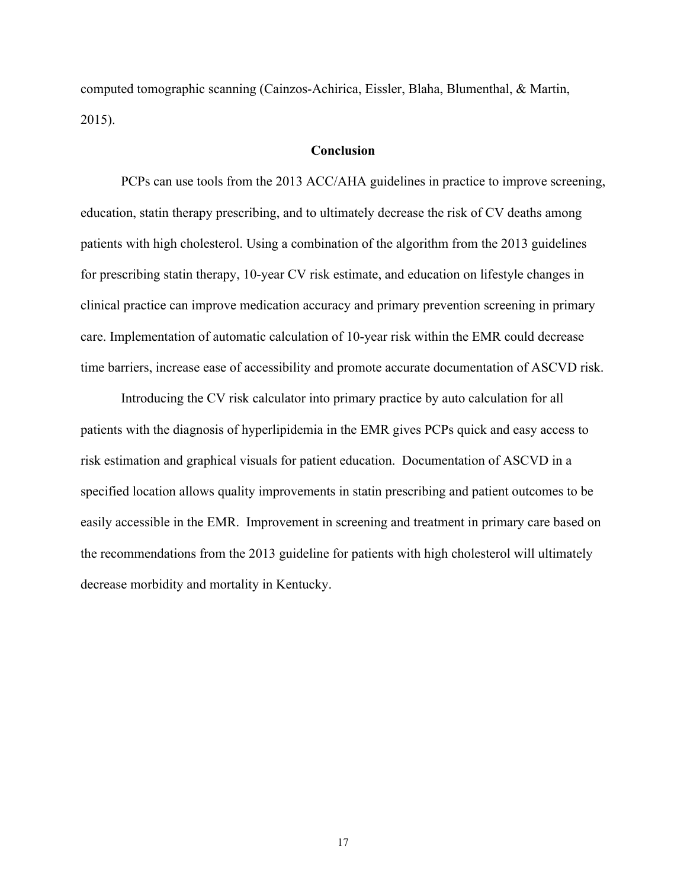computed tomographic scanning (Cainzos-Achirica, Eissler, Blaha, Blumenthal, & Martin, 2015).

## Conclusion

PCPs can use tools from the 2013 ACC/AHA guidelines in practice to improve screening, education, statin therapy prescribing, and to ultimately decrease the risk of CV deaths among patients with high cholesterol. Using a combination of the algorithm from the 2013 guidelines for prescribing statin therapy, 10-year CV risk estimate, and education on lifestyle changes in clinical practice can improve medication accuracy and primary prevention screening in primary care. Implementation of automatic calculation of 10-year risk within the EMR could decrease time barriers, increase ease of accessibility and promote accurate documentation of ASCVD risk.

Introducing the CV risk calculator into primary practice by auto calculation for all patients with the diagnosis of hyperlipidemia in the EMR gives PCPs quick and easy access to risk estimation and graphical visuals for patient education. Documentation of ASCVD in a specified location allows quality improvements in statin prescribing and patient outcomes to be easily accessible in the EMR. Improvement in screening and treatment in primary care based on the recommendations from the 2013 guideline for patients with high cholesterol will ultimately decrease morbidity and mortality in Kentucky.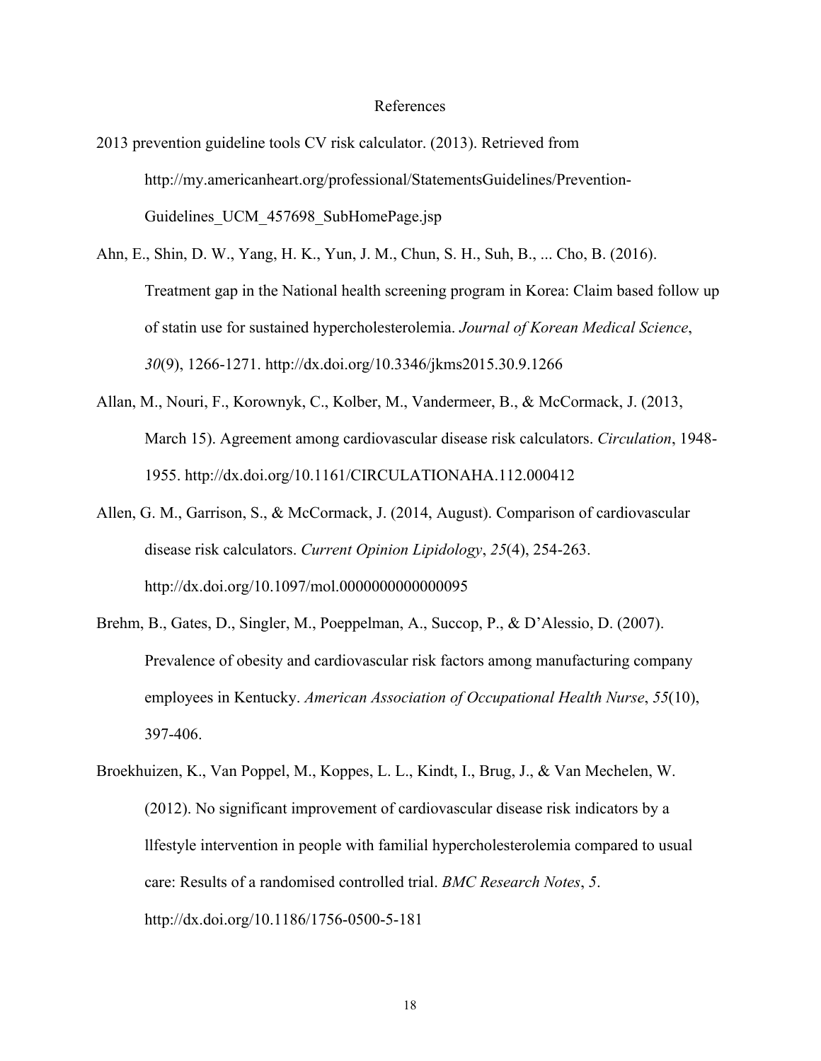# References

2013 prevention guideline tools CV risk calculator. (2013). Retrieved from http://my.americanheart.org/professional/StatementsGuidelines/Prevention-Guidelines_UCM_457698_SubHomePage.jsp

Ahn, E., Shin, D. W., Yang, H. K., Yun, J. M., Chun, S. H., Suh, B., ... Cho, B. (2016). Treatment gap in the National health screening program in Korea: Claim based follow up of statin use for sustained hypercholesterolemia. *Journal of Korean Medical Science*, *30*(9), 1266-1271. http://dx.doi.org/10.3346/jkms2015.30.9.1266

Allan, M., Nouri, F., Korownyk, C., Kolber, M., Vandermeer, B., & McCormack, J. (2013, March 15). Agreement among cardiovascular disease risk calculators. *Circulation*, 1948-1955. http://dx.doi.org/10.1161/CIRCULATIONAHA.112.000412

Allen, G. M., Garrison, S., & McCormack, J. (2014, August). Comparison of cardiovascular disease risk calculators. *Current Opinion Lipidology*, *25*(4), 254-263. http://dx.doi.org/10.1097/mol.0000000000000095

Brehm, B., Gates, D., Singler, M., Poeppelman, A., Succop, P., & D'Alessio, D. (2007). Prevalence of obesity and cardiovascular risk factors among manufacturing company employees in Kentucky. *American Association of Occupational Health Nurse*, *55*(10), 397-406.

Broekhuizen, K., Van Poppel, M., Koppes, L. L., Kindt, I., Brug, J., & Van Mechelen, W. (2012). No significant improvement of cardiovascular disease risk indicators by a llfestyle intervention in people with familial hypercholesterolemia compared to usual care: Results of a randomised controlled trial. *BMC Research Notes*, *5*. http://dx.doi.org/10.1186/1756-0500-5-181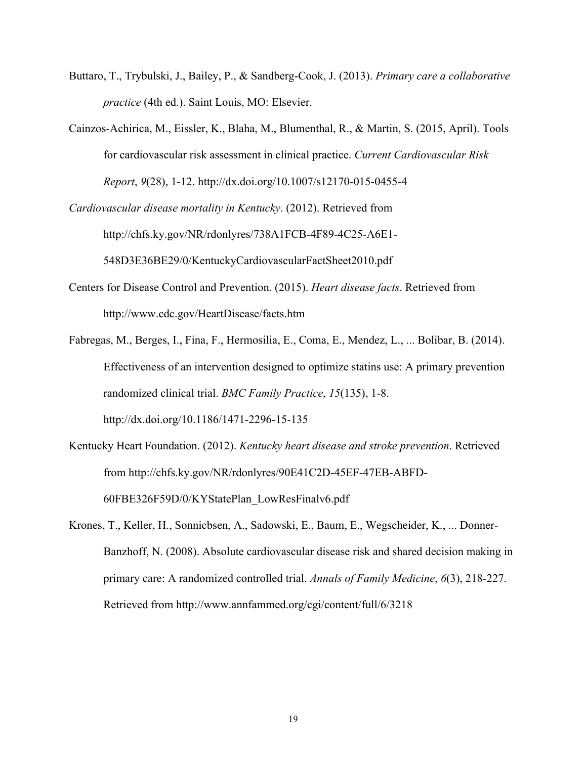Buttaro, T., Trybulski, J., Bailey, P., & Sandberg-Cook, J. (2013). *Primary care a collaborative practice* (4th ed.). Saint Louis, MO: Elsevier.

Cainzos-Achirica, M., Eissler, K., Blaha, M., Blumenthal, R., & Martin, S. (2015, April). Tools for cardiovascular risk assessment in clinical practice. *Current Cardiovascular Risk Report*, *9*(28), 1-12. http://dx.doi.org/10.1007/s12170-015-0455-4

*Cardiovascular disease mortality in Kentucky*. (2012). Retrieved from http://chfs.ky.gov/NR/rdonlyres/738A1FCB-4F89-4C25-A6E1-548D3E36BE29/0/KentuckyCardiovascularFactSheet2010.pdf

Centers for Disease Control and Prevention. (2015). *Heart disease facts*. Retrieved from http://www.cdc.gov/HeartDisease/facts.htm

Fabregas, M., Berges, I., Fina, F., Hermosilia, E., Coma, E., Mendez, L., ... Bolibar, B. (2014). Effectiveness of an intervention designed to optimize statins use: A primary prevention randomized clinical trial. *BMC Family Practice*, *15*(135), 1-8. http://dx.doi.org/10.1186/1471-2296-15-135

Kentucky Heart Foundation. (2012). *Kentucky heart disease and stroke prevention*. Retrieved from http://chfs.ky.gov/NR/rdonlyres/90E41C2D-45EF-47EB-ABFD-60FBE326F59D/0/KYStatePlan_LowResFinalv6.pdf

Krones, T., Keller, H., Sonnicbsen, A., Sadowski, E., Baum, E., Wegscheider, K., ... Donner-Banzhoff, N. (2008). Absolute cardiovascular disease risk and shared decision making in primary care: A randomized controlled trial. *Annals of Family Medicine*, *6*(3), 218-227. Retrieved from http://www.annfammed.org/cgi/content/full/6/3218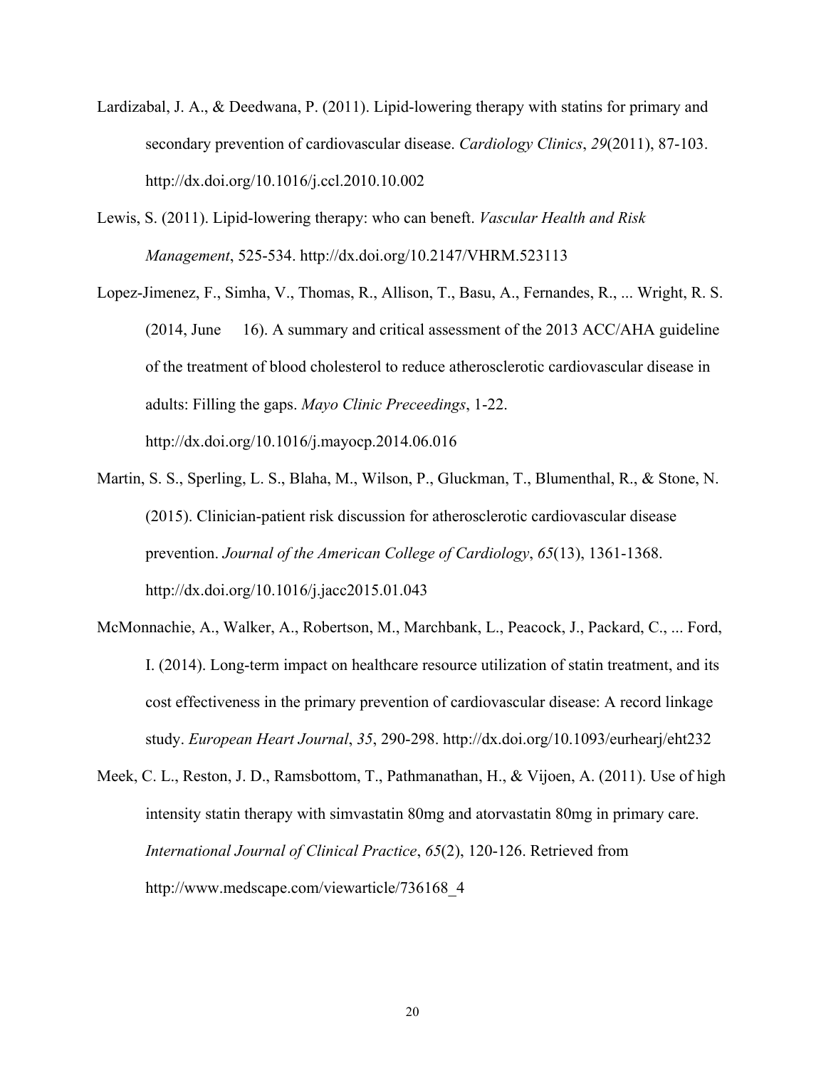Lardizabal, J. A., & Deedwana, P. (2011). Lipid-lowering therapy with statins for primary and secondary prevention of cardiovascular disease. *Cardiology Clinics*, *29*(2011), 87-103. http://dx.doi.org/10.1016/j.ccl.2010.10.002

Lewis, S. (2011). Lipid-lowering therapy: who can beneft. *Vascular Health and Risk Management*, 525-534. http://dx.doi.org/10.2147/VHRM.523113

Lopez-Jimenez, F., Simha, V., Thomas, R., Allison, T., Basu, A., Fernandes, R., ... Wright, R. S. (2014, June 16). A summary and critical assessment of the 2013 ACC/AHA guideline of the treatment of blood cholesterol to reduce atherosclerotic cardiovascular disease in adults: Filling the gaps. *Mayo Clinic Preceedings*, 1-22. http://dx.doi.org/10.1016/j.mayocp.2014.06.016

Martin, S. S., Sperling, L. S., Blaha, M., Wilson, P., Gluckman, T., Blumenthal, R., & Stone, N. (2015). Clinician-patient risk discussion for atherosclerotic cardiovascular disease prevention. *Journal of the American College of Cardiology*, *65*(13), 1361-1368. http://dx.doi.org/10.1016/j.jacc2015.01.043

McMonnachie, A., Walker, A., Robertson, M., Marchbank, L., Peacock, J., Packard, C., ... Ford, I. (2014). Long-term impact on healthcare resource utilization of statin treatment, and its cost effectiveness in the primary prevention of cardiovascular disease: A record linkage study. *European Heart Journal*, *35*, 290-298. http://dx.doi.org/10.1093/eurhearj/eht232

Meek, C. L., Reston, J. D., Ramsbottom, T., Pathmanathan, H., & Vijoen, A. (2011). Use of high intensity statin therapy with simvastatin 80mg and atorvastatin 80mg in primary care. *International Journal of Clinical Practice*, *65*(2), 120-126. Retrieved from http://www.medscape.com/viewarticle/736168_4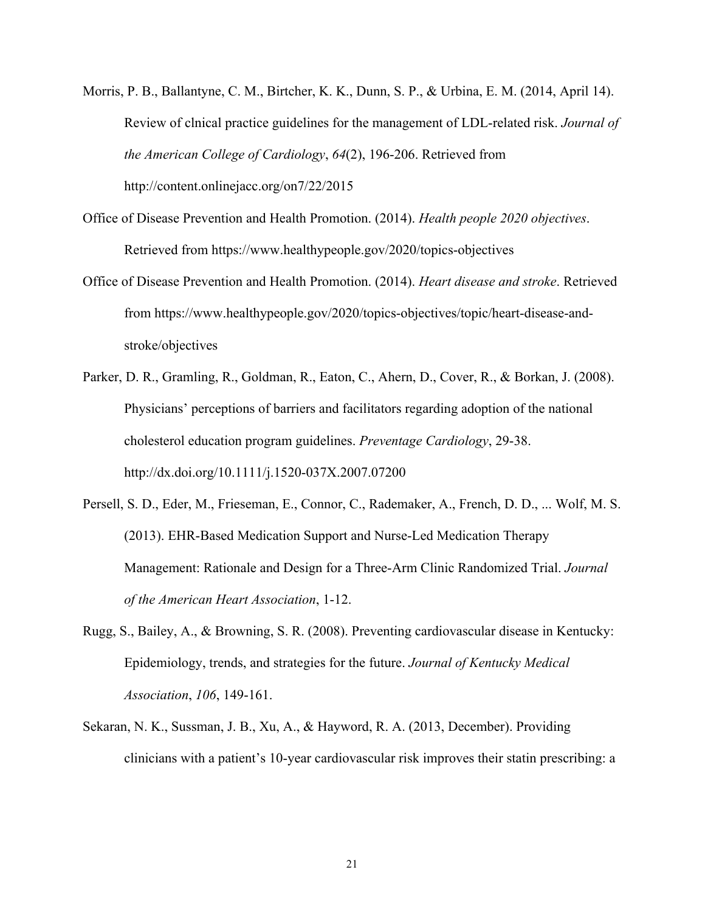Morris, P. B., Ballantyne, C. M., Birtcher, K. K., Dunn, S. P., & Urbina, E. M. (2014, April 14). Review of clnical practice guidelines for the management of LDL-related risk. *Journal of the American College of Cardiology*, *64*(2), 196-206. Retrieved from http://content.onlinejacc.org/on7/22/2015

Office of Disease Prevention and Health Promotion. (2014). *Health people 2020 objectives*. Retrieved from https://www.healthypeople.gov/2020/topics-objectives

Office of Disease Prevention and Health Promotion. (2014). *Heart disease and stroke*. Retrieved from https://www.healthypeople.gov/2020/topics-objectives/topic/heart-disease-and-stroke/objectives

Parker, D. R., Gramling, R., Goldman, R., Eaton, C., Ahern, D., Cover, R., & Borkan, J. (2008). Physicians' perceptions of barriers and facilitators regarding adoption of the national cholesterol education program guidelines. *Preventage Cardiology*, 29-38. http://dx.doi.org/10.1111/j.1520-037X.2007.07200

Persell, S. D., Eder, M., Frieseman, E., Connor, C., Rademaker, A., French, D. D., ... Wolf, M. S. (2013). EHR-Based Medication Support and Nurse-Led Medication Therapy Management: Rationale and Design for a Three-Arm Clinic Randomized Trial. *Journal of the American Heart Association*, 1-12.

Rugg, S., Bailey, A., & Browning, S. R. (2008). Preventing cardiovascular disease in Kentucky: Epidemiology, trends, and strategies for the future. *Journal of Kentucky Medical Association*, *106*, 149-161.

Sekaran, N. K., Sussman, J. B., Xu, A., & Hayword, R. A. (2013, December). Providing clinicians with a patient's 10-year cardiovascular risk improves their statin prescribing: a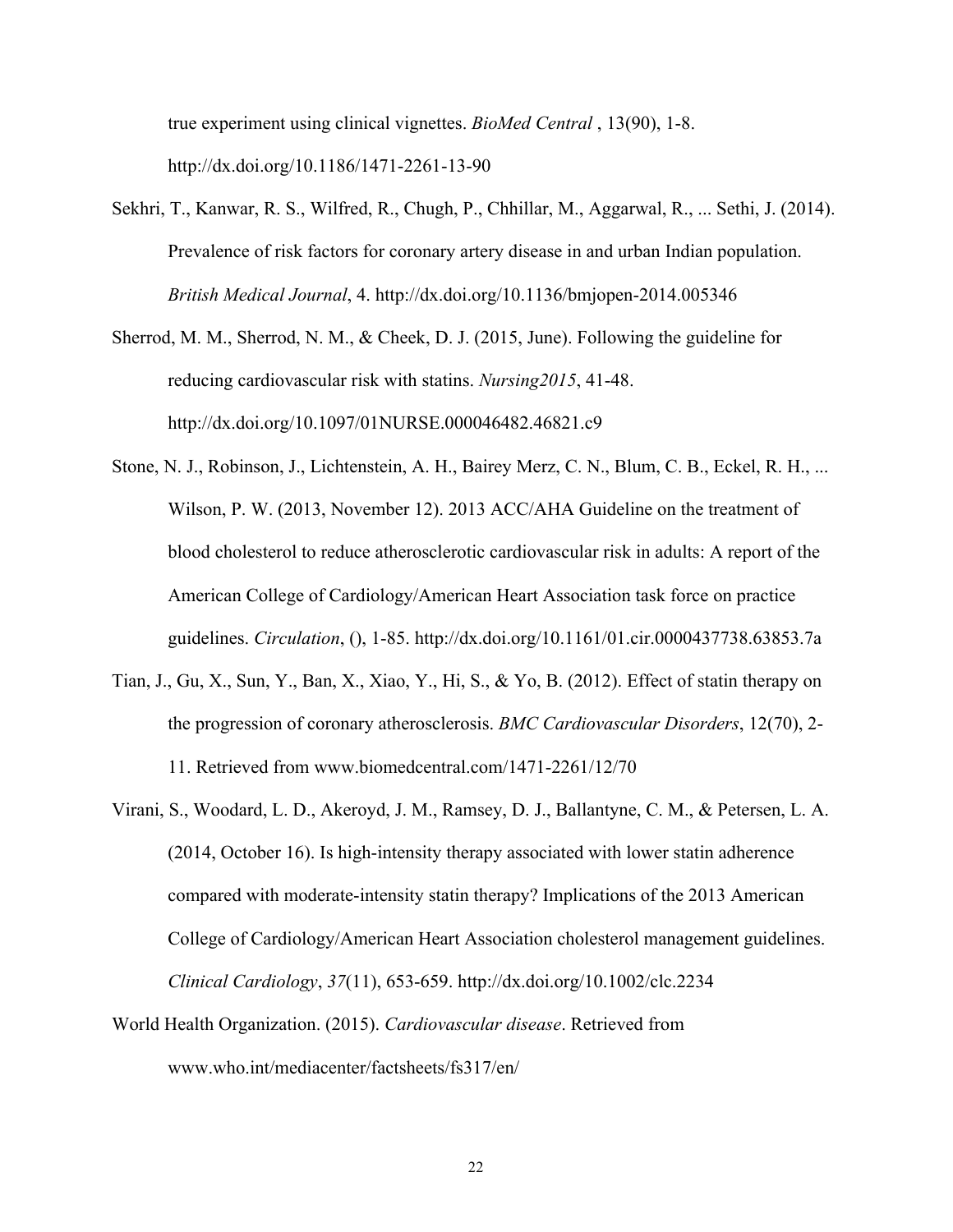true experiment using clinical vignettes. *BioMed Central* , 13(90), 1-8. http://dx.doi.org/10.1186/1471-2261-13-90

Sekhri, T., Kanwar, R. S., Wilfred, R., Chugh, P., Chhillar, M., Aggarwal, R., ... Sethi, J. (2014). Prevalence of risk factors for coronary artery disease in and urban Indian population. *British Medical Journal*, 4. http://dx.doi.org/10.1136/bmjopen-2014.005346

Sherrod, M. M., Sherrod, N. M., & Cheek, D. J. (2015, June). Following the guideline for reducing cardiovascular risk with statins. *Nursing2015*, 41-48. http://dx.doi.org/10.1097/01NURSE.000046482.46821.c9

Stone, N. J., Robinson, J., Lichtenstein, A. H., Bairey Merz, C. N., Blum, C. B., Eckel, R. H., ... Wilson, P. W. (2013, November 12). 2013 ACC/AHA Guideline on the treatment of blood cholesterol to reduce atherosclerotic cardiovascular risk in adults: A report of the American College of Cardiology/American Heart Association task force on practice guidelines. *Circulation*, (), 1-85. http://dx.doi.org/10.1161/01.cir.0000437738.63853.7a

Tian, J., Gu, X., Sun, Y., Ban, X., Xiao, Y., Hi, S., & Yo, B. (2012). Effect of statin therapy on the progression of coronary atherosclerosis. *BMC Cardiovascular Disorders*, 12(70), 2-11. Retrieved from www.biomedcentral.com/1471-2261/12/70

Virani, S., Woodard, L. D., Akeroyd, J. M., Ramsey, D. J., Ballantyne, C. M., & Petersen, L. A. (2014, October 16). Is high-intensity therapy associated with lower statin adherence compared with moderate-intensity statin therapy? Implications of the 2013 American College of Cardiology/American Heart Association cholesterol management guidelines. *Clinical Cardiology*, *37*(11), 653-659. http://dx.doi.org/10.1002/clc.2234

World Health Organization. (2015). *Cardiovascular disease*. Retrieved from www.who.int/mediacenter/factsheets/fs317/en/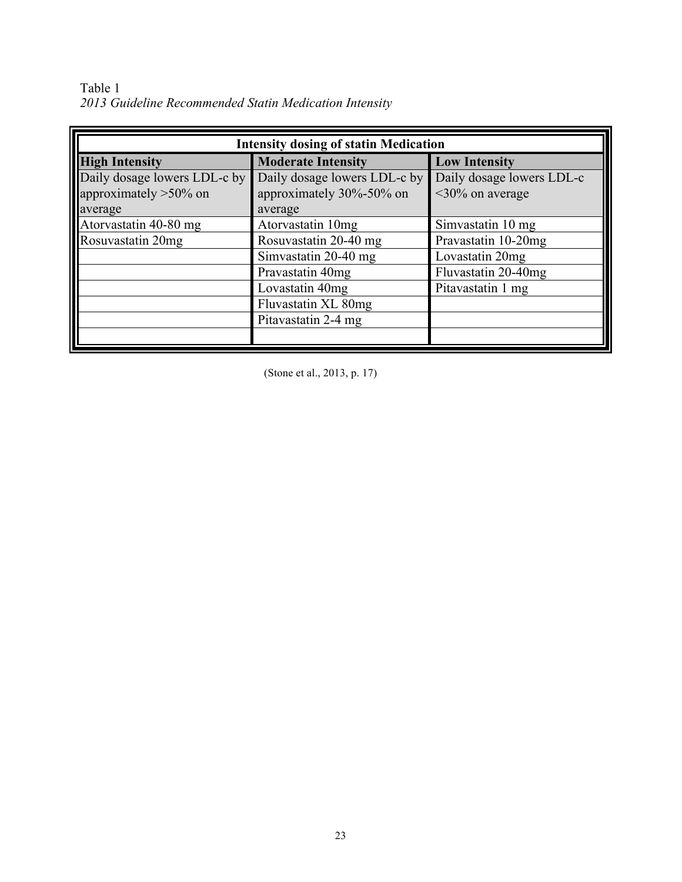Table 1

*2013 Guideline Recommended Statin Medication Intensity*

| Intensity dosing of statin Medication | | |
|---|---|---|
| **High Intensity** | **Moderate Intensity** | **Low Intensity** |
| Daily dosage lowers LDL-c by approximately >50% on average | Daily dosage lowers LDL-c by approximately 30%-50% on average | Daily dosage lowers LDL-c <30% on average |
| Atorvastatin 40-80 mg | Atorvastatin 10mg | Simvastatin 10 mg |
| Rosuvastatin 20mg | Rosuvastatin 20-40 mg | Pravastatin 10-20mg |
| | Simvastatin 20-40 mg | Lovastatin 20mg |
| | Pravastatin 40mg | Fluvastatin 20-40mg |
| | Lovastatin 40mg | Pitavastatin 1 mg |
| | Fluvastatin XL 80mg | |
| | Pitavastatin 2-4 mg | |
| | | |

(Stone et al., 2013, p. 17)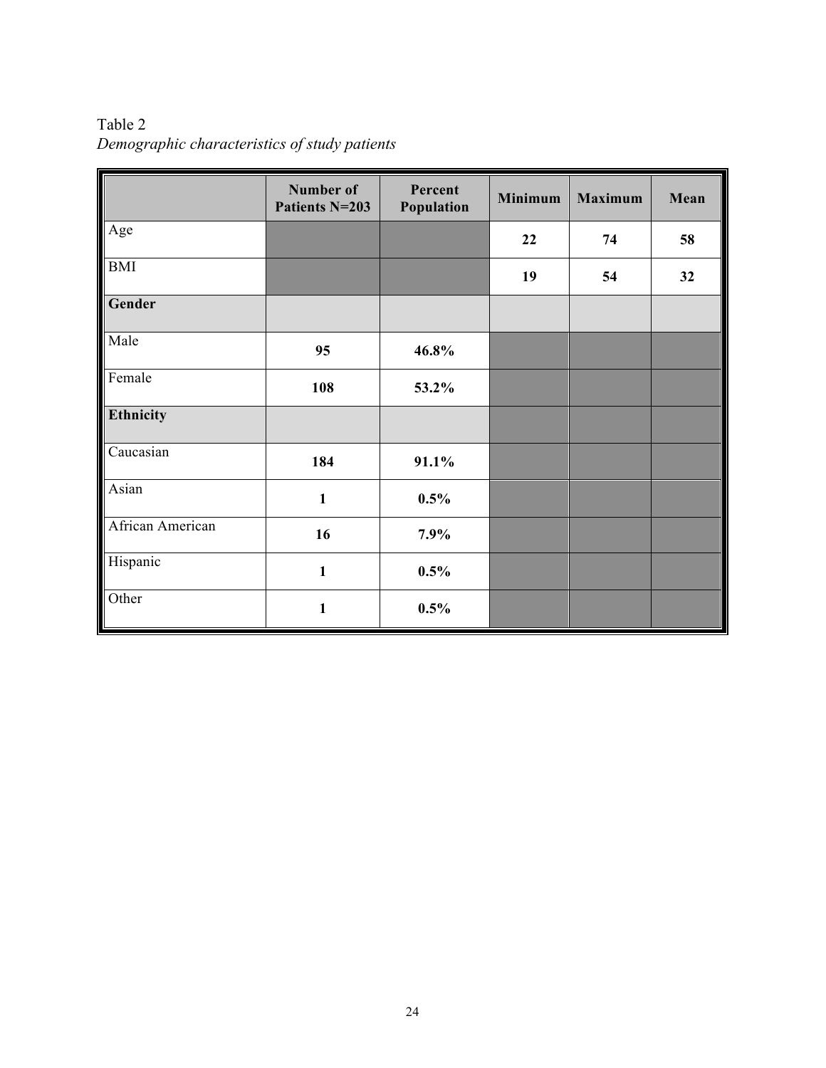Table 2
*Demographic characteristics of study patients*

| | Number of Patients N=203 | Percent Population | Minimum | Maximum | Mean |
|---|---|---|---|---|---|
| Age | | | 22 | 74 | 58 |
| BMI | | | 19 | 54 | 32 |
| **Gender** | | | | | |
| Male | 95 | 46.8% | | | |
| Female | 108 | 53.2% | | | |
| **Ethnicity** | | | | | |
| Caucasian | 184 | 91.1% | | | |
| Asian | 1 | 0.5% | | | |
| African American | 16 | 7.9% | | | |
| Hispanic | 1 | 0.5% | | | |
| Other | 1 | 0.5% | | | |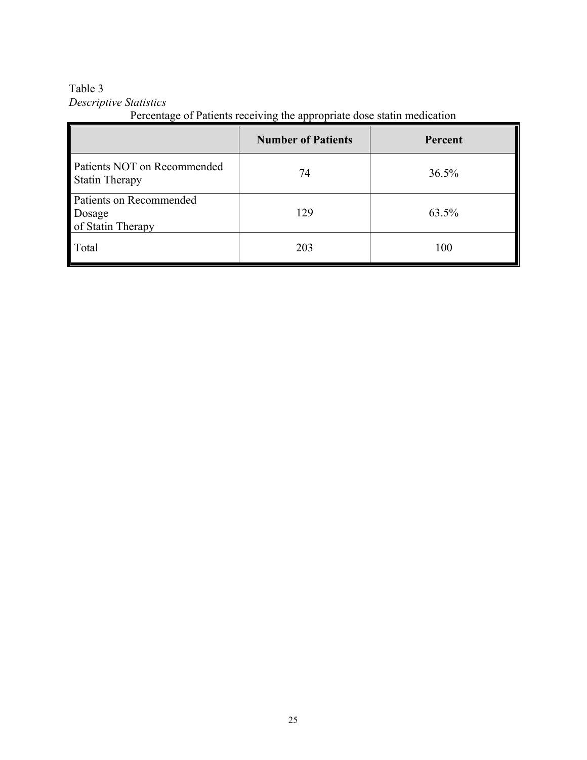Table 3

*Descriptive Statistics*

Percentage of Patients receiving the appropriate dose statin medication

| | Number of Patients | Percent |
|---|---|---|
| Patients NOT on Recommended Statin Therapy | 74 | 36.5% |
| Patients on Recommended Dosage of Statin Therapy | 129 | 63.5% |
| Total | 203 | 100 |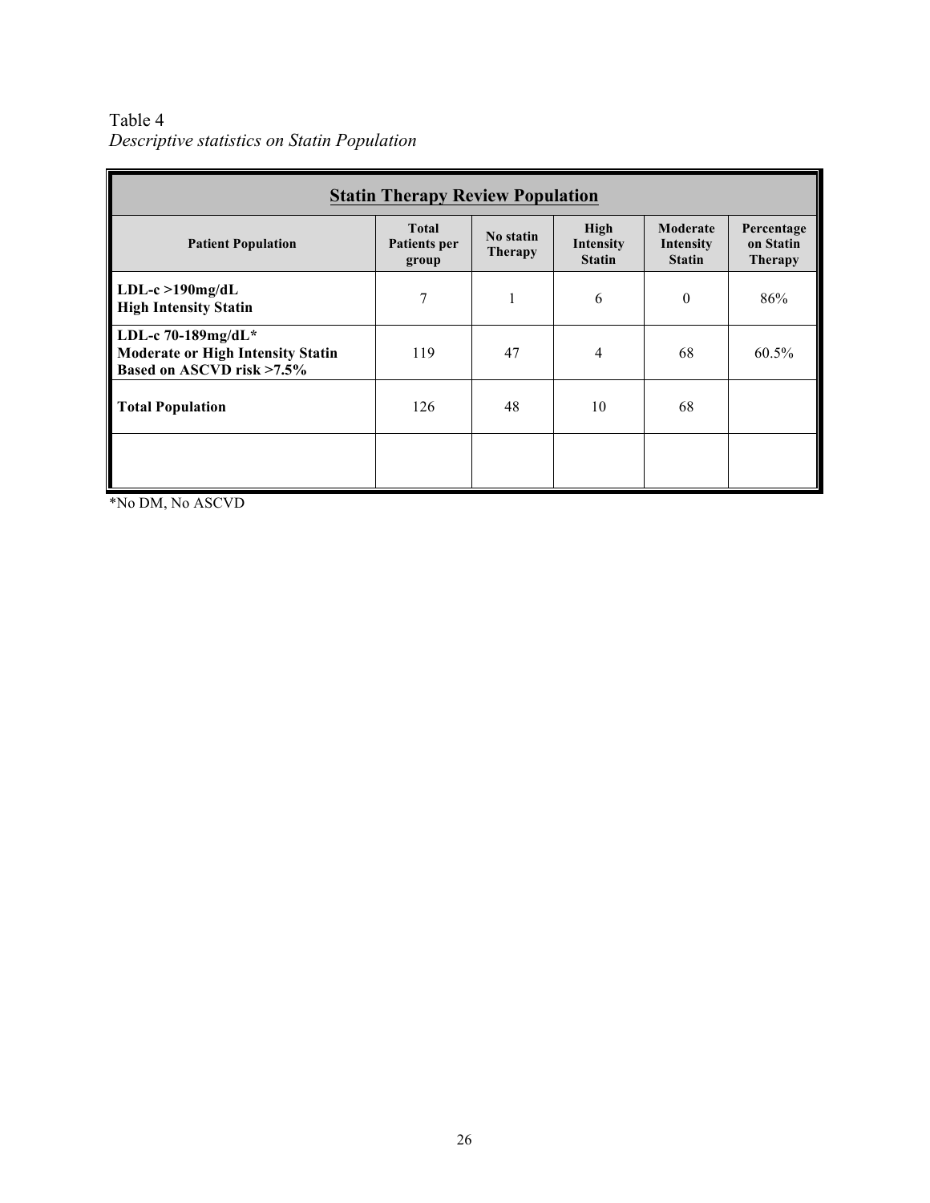Table 4
*Descriptive statistics on Statin Population*

| **Statin Therapy Review Population** | | | | | |
|---|---|---|---|---|---|
| **Patient Population** | **Total Patients per group** | **No statin Therapy** | **High Intensity Statin** | **Moderate Intensity Statin** | **Percentage on Statin Therapy** |
| **LDL-c >190mg/dL High Intensity Statin** | 7 | 1 | 6 | 0 | 86% |
| **LDL-c 70-189mg/dL* Moderate or High Intensity Statin Based on ASCVD risk >7.5%** | 119 | 47 | 4 | 68 | 60.5% |
| **Total Population** | 126 | 48 | 10 | 68 | |
| | | | | | |

*No DM, No ASCVD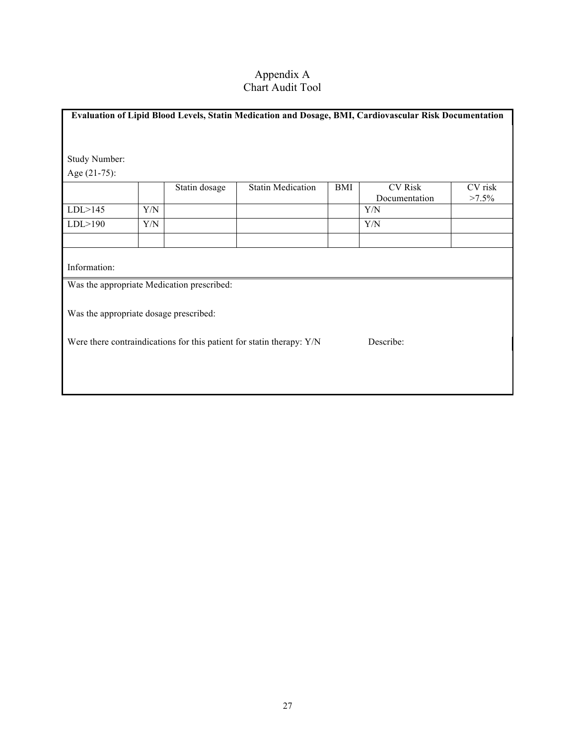# Appendix A
## Chart Audit Tool

**Evaluation of Lipid Blood Levels, Statin Medication and Dosage, BMI, Cardiovascular Risk Documentation**

Study Number:

Age (21-75):

| | | Statin dosage | Statin Medication | BMI | CV Risk Documentation | CV risk >7.5% |
|---|---|---|---|---|---|---|
| LDL>145 | Y/N | | | | Y/N | |
| LDL>190 | Y/N | | | | Y/N | |
| | | | | | | |

Information:

Was the appropriate Medication prescribed:

Was the appropriate dosage prescribed:

Were there contraindications for this patient for statin therapy: Y/N Describe: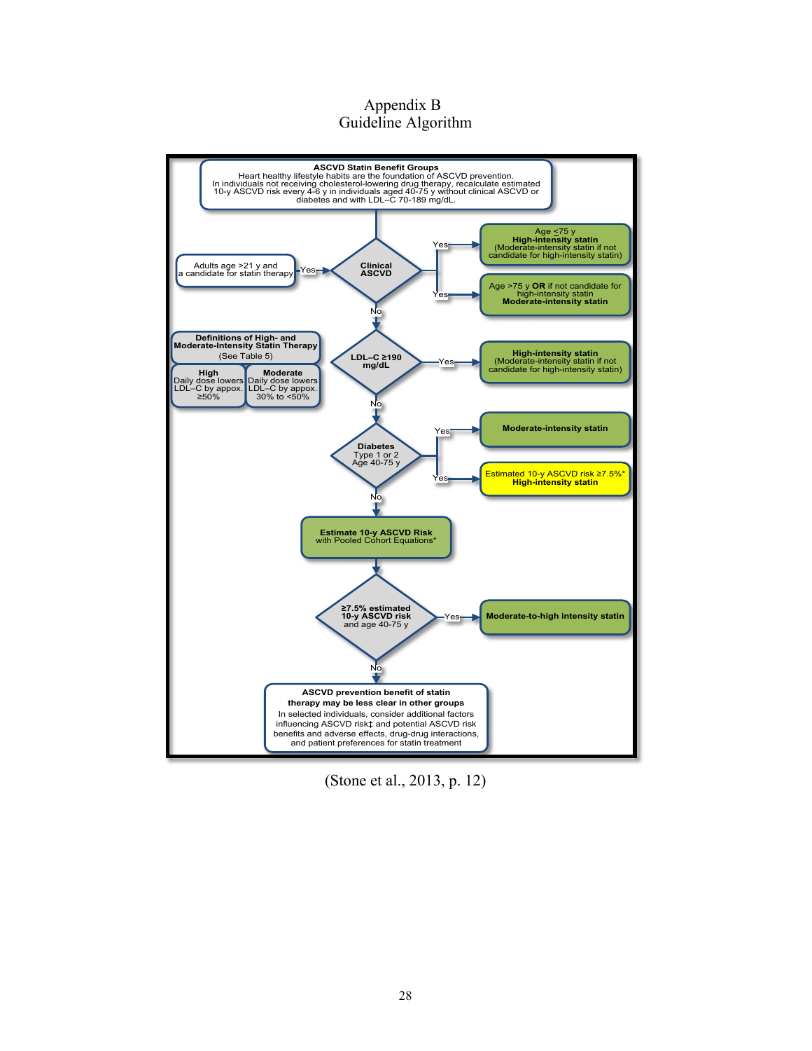# Appendix B
## Guideline Algorithm

**ASCVD Statin Benefit Groups**
Heart healthy lifestyle habits are the foundation of ASCVD prevention.
In individuals not receiving cholesterol-lowering drug therapy, recalculate estimated 10-y ASCVD risk every 4-6 y in individuals aged 40-75 y without clinical ASCVD or diabetes and with LDL–C 70-189 mg/dL.

Adults age >21 y and a candidate for statin therapy

Yes

**Clinical ASCVD**

Yes

Age ≤75 y
**High-intensity statin**
(Moderate-intensity statin if not candidate for high-intensity statin)

Yes

Age >75 y **OR** if not candidate for high-intensity statin
**Moderate-intensity statin**

No

**Definitions of High- and Moderate-Intensity Statin Therapy**
(See Table 5)

**High**
Daily dose lowers LDL–C by appox. ≥50%

**Moderate**
Daily dose lowers LDL–C by appox. 30% to <50%

**LDL–C ≥190 mg/dL**

Yes

**High-intensity statin**
(Moderate-intensity statin if not candidate for high-intensity statin)

No

**Diabetes**
Type 1 or 2
Age 40-75 y

Yes

**Moderate-intensity statin**

Yes

Estimated 10-y ASCVD risk ≥7.5%*
**High-intensity statin**

No

**Estimate 10-y ASCVD Risk**
with Pooled Cohort Equations*

**≥7.5% estimated 10-y ASCVD risk**
and age 40-75 y

Yes

**Moderate-to-high intensity statin**

No

**ASCVD prevention benefit of statin therapy may be less clear in other groups**
In selected individuals, consider additional factors influencing ASCVD risk‡ and potential ASCVD risk benefits and adverse effects, drug-drug interactions, and patient preferences for statin treatment

(Stone et al., 2013, p. 12)